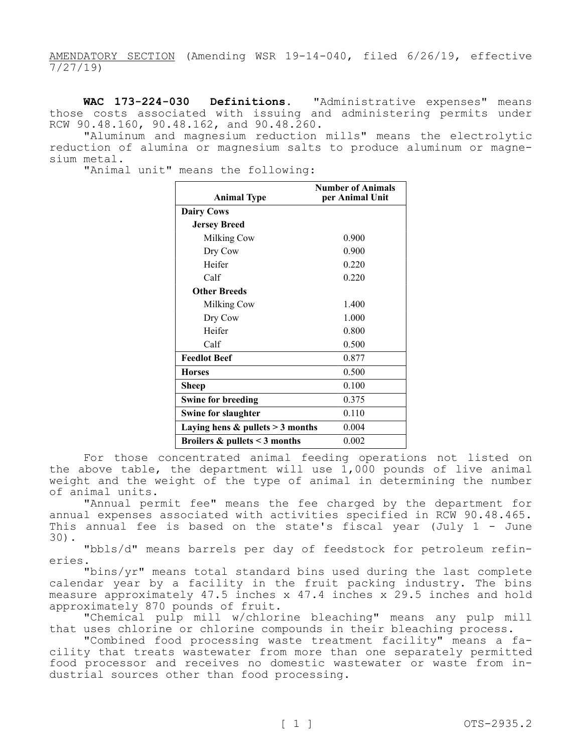AMENDATORY SECTION (Amending WSR 19-14-040, filed 6/26/19, effective 7/27/19)

**WAC 173-224-030 Definitions.** "Administrative expenses" means those costs associated with issuing and administering permits under RCW 90.48.160, 90.48.162, and 90.48.260.

"Aluminum and magnesium reduction mills" means the electrolytic reduction of alumina or magnesium salts to produce aluminum or magnesium metal.

"Animal unit" means the following:

| Animal Type | Number of Animals per Animal Unit |
|---|---|
| **Dairy Cows** | |
| **Jersey Breed** | |
| Milking Cow | 0.900 |
| Dry Cow | 0.900 |
| Heifer | 0.220 |
| Calf | 0.220 |
| **Other Breeds** | |
| Milking Cow | 1.400 |
| Dry Cow | 1.000 |
| Heifer | 0.800 |
| Calf | 0.500 |
| **Feedlot Beef** | 0.877 |
| **Horses** | 0.500 |
| **Sheep** | 0.100 |
| **Swine for breeding** | 0.375 |
| **Swine for slaughter** | 0.110 |
| **Laying hens & pullets > 3 months** | 0.004 |
| **Broilers & pullets < 3 months** | 0.002 |

For those concentrated animal feeding operations not listed on the above table, the department will use 1,000 pounds of live animal weight and the weight of the type of animal in determining the number of animal units.

"Annual permit fee" means the fee charged by the department for annual expenses associated with activities specified in RCW 90.48.465. This annual fee is based on the state's fiscal year (July 1 - June 30).

"bbls/d" means barrels per day of feedstock for petroleum refineries.

"bins/yr" means total standard bins used during the last complete calendar year by a facility in the fruit packing industry. The bins measure approximately 47.5 inches x 47.4 inches x 29.5 inches and hold approximately 870 pounds of fruit.

"Chemical pulp mill w/chlorine bleaching" means any pulp mill that uses chlorine or chlorine compounds in their bleaching process.

"Combined food processing waste treatment facility" means a facility that treats wastewater from more than one separately permitted food processor and receives no domestic wastewater or waste from industrial sources other than food processing.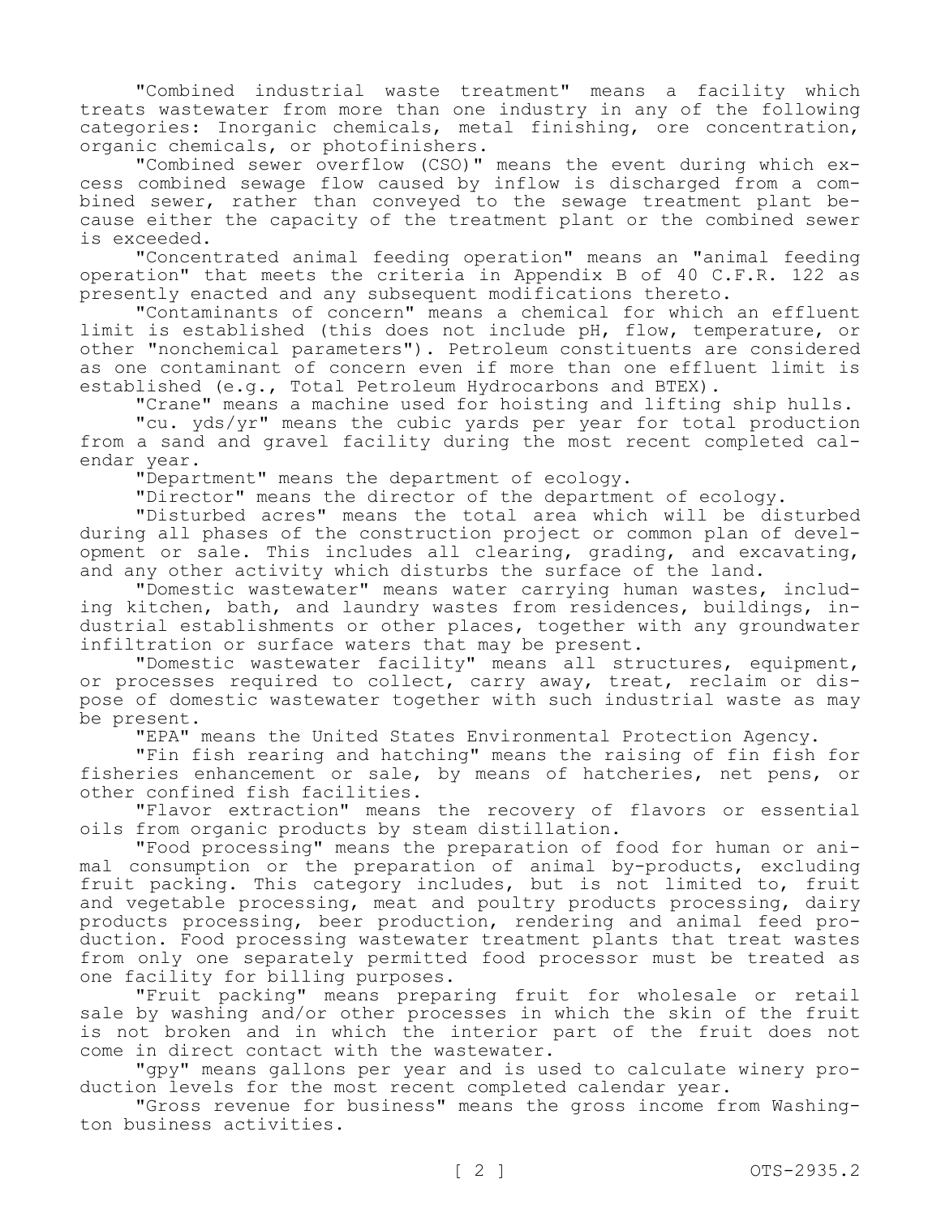"Combined industrial waste treatment" means a facility which treats wastewater from more than one industry in any of the following categories: Inorganic chemicals, metal finishing, ore concentration, organic chemicals, or photofinishers.

"Combined sewer overflow (CSO)" means the event during which excess combined sewage flow caused by inflow is discharged from a combined sewer, rather than conveyed to the sewage treatment plant because either the capacity of the treatment plant or the combined sewer is exceeded.

"Concentrated animal feeding operation" means an "animal feeding operation" that meets the criteria in Appendix B of 40 C.F.R. 122 as presently enacted and any subsequent modifications thereto.

"Contaminants of concern" means a chemical for which an effluent limit is established (this does not include pH, flow, temperature, or other "nonchemical parameters"). Petroleum constituents are considered as one contaminant of concern even if more than one effluent limit is established (e.g., Total Petroleum Hydrocarbons and BTEX).

"Crane" means a machine used for hoisting and lifting ship hulls.

"cu. yds/yr" means the cubic yards per year for total production from a sand and gravel facility during the most recent completed calendar year.

"Department" means the department of ecology.

"Director" means the director of the department of ecology.

"Disturbed acres" means the total area which will be disturbed during all phases of the construction project or common plan of development or sale. This includes all clearing, grading, and excavating, and any other activity which disturbs the surface of the land.

"Domestic wastewater" means water carrying human wastes, including kitchen, bath, and laundry wastes from residences, buildings, industrial establishments or other places, together with any groundwater infiltration or surface waters that may be present.

"Domestic wastewater facility" means all structures, equipment, or processes required to collect, carry away, treat, reclaim or dispose of domestic wastewater together with such industrial waste as may be present.

"EPA" means the United States Environmental Protection Agency.

"Fin fish rearing and hatching" means the raising of fin fish for fisheries enhancement or sale, by means of hatcheries, net pens, or other confined fish facilities.

"Flavor extraction" means the recovery of flavors or essential oils from organic products by steam distillation.

"Food processing" means the preparation of food for human or animal consumption or the preparation of animal by-products, excluding fruit packing. This category includes, but is not limited to, fruit and vegetable processing, meat and poultry products processing, dairy products processing, beer production, rendering and animal feed production. Food processing wastewater treatment plants that treat wastes from only one separately permitted food processor must be treated as one facility for billing purposes.

"Fruit packing" means preparing fruit for wholesale or retail sale by washing and/or other processes in which the skin of the fruit is not broken and in which the interior part of the fruit does not come in direct contact with the wastewater.

"gpy" means gallons per year and is used to calculate winery production levels for the most recent completed calendar year.

"Gross revenue for business" means the gross income from Washington business activities.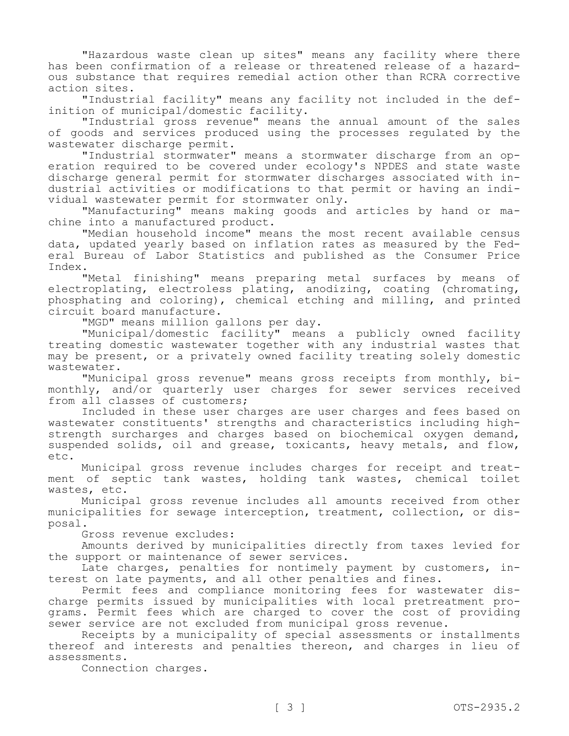"Hazardous waste clean up sites" means any facility where there has been confirmation of a release or threatened release of a hazardous substance that requires remedial action other than RCRA corrective action sites.

"Industrial facility" means any facility not included in the definition of municipal/domestic facility.

"Industrial gross revenue" means the annual amount of the sales of goods and services produced using the processes regulated by the wastewater discharge permit.

"Industrial stormwater" means a stormwater discharge from an operation required to be covered under ecology's NPDES and state waste discharge general permit for stormwater discharges associated with industrial activities or modifications to that permit or having an individual wastewater permit for stormwater only.

"Manufacturing" means making goods and articles by hand or machine into a manufactured product.

"Median household income" means the most recent available census data, updated yearly based on inflation rates as measured by the Federal Bureau of Labor Statistics and published as the Consumer Price Index.

"Metal finishing" means preparing metal surfaces by means of electroplating, electroless plating, anodizing, coating (chromating, phosphating and coloring), chemical etching and milling, and printed circuit board manufacture.

"MGD" means million gallons per day.

"Municipal/domestic facility" means a publicly owned facility treating domestic wastewater together with any industrial wastes that may be present, or a privately owned facility treating solely domestic wastewater.

"Municipal gross revenue" means gross receipts from monthly, bimonthly, and/or quarterly user charges for sewer services received from all classes of customers;

Included in these user charges are user charges and fees based on wastewater constituents' strengths and characteristics including high-strength surcharges and charges based on biochemical oxygen demand, suspended solids, oil and grease, toxicants, heavy metals, and flow, etc.

Municipal gross revenue includes charges for receipt and treatment of septic tank wastes, holding tank wastes, chemical toilet wastes, etc.

Municipal gross revenue includes all amounts received from other municipalities for sewage interception, treatment, collection, or disposal.

Gross revenue excludes:

Amounts derived by municipalities directly from taxes levied for the support or maintenance of sewer services.

Late charges, penalties for nontimely payment by customers, interest on late payments, and all other penalties and fines.

Permit fees and compliance monitoring fees for wastewater discharge permits issued by municipalities with local pretreatment programs. Permit fees which are charged to cover the cost of providing sewer service are not excluded from municipal gross revenue.

Receipts by a municipality of special assessments or installments thereof and interests and penalties thereon, and charges in lieu of assessments.

Connection charges.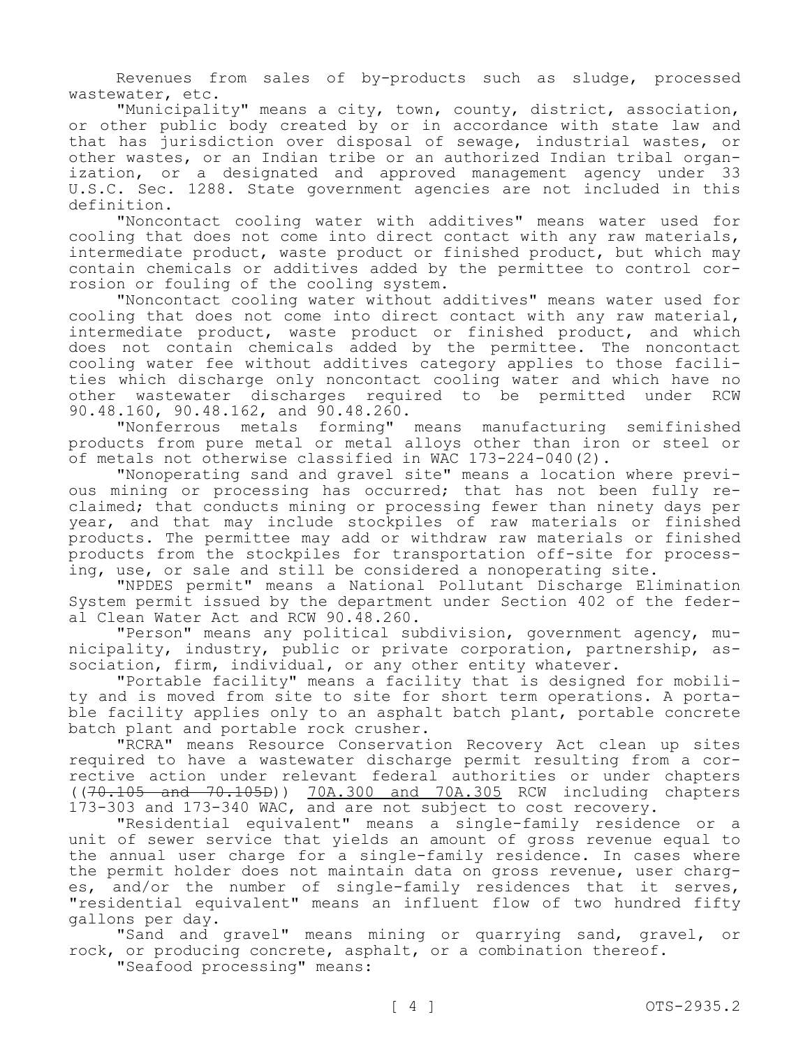Revenues from sales of by-products such as sludge, processed wastewater, etc.

"Municipality" means a city, town, county, district, association, or other public body created by or in accordance with state law and that has jurisdiction over disposal of sewage, industrial wastes, or other wastes, or an Indian tribe or an authorized Indian tribal organization, or a designated and approved management agency under 33 U.S.C. Sec. 1288. State government agencies are not included in this definition.

"Noncontact cooling water with additives" means water used for cooling that does not come into direct contact with any raw materials, intermediate product, waste product or finished product, but which may contain chemicals or additives added by the permittee to control corrosion or fouling of the cooling system.

"Noncontact cooling water without additives" means water used for cooling that does not come into direct contact with any raw material, intermediate product, waste product or finished product, and which does not contain chemicals added by the permittee. The noncontact cooling water fee without additives category applies to those facilities which discharge only noncontact cooling water and which have no other wastewater discharges required to be permitted under RCW 90.48.160, 90.48.162, and 90.48.260.

"Nonferrous metals forming" means manufacturing semifinished products from pure metal or metal alloys other than iron or steel or of metals not otherwise classified in WAC 173-224-040(2).

"Nonoperating sand and gravel site" means a location where previous mining or processing has occurred; that has not been fully reclaimed; that conducts mining or processing fewer than ninety days per year, and that may include stockpiles of raw materials or finished products. The permittee may add or withdraw raw materials or finished products from the stockpiles for transportation off-site for processing, use, or sale and still be considered a nonoperating site.

"NPDES permit" means a National Pollutant Discharge Elimination System permit issued by the department under Section 402 of the federal Clean Water Act and RCW 90.48.260.

"Person" means any political subdivision, government agency, municipality, industry, public or private corporation, partnership, association, firm, individual, or any other entity whatever.

"Portable facility" means a facility that is designed for mobility and is moved from site to site for short term operations. A portable facility applies only to an asphalt batch plant, portable concrete batch plant and portable rock crusher.

"RCRA" means Resource Conservation Recovery Act clean up sites required to have a wastewater discharge permit resulting from a corrective action under relevant federal authorities or under chapters ((~~70.105 and 70.105D~~)) <u>70A.300 and 70A.305</u> RCW including chapters 173-303 and 173-340 WAC, and are not subject to cost recovery.

"Residential equivalent" means a single-family residence or a unit of sewer service that yields an amount of gross revenue equal to the annual user charge for a single-family residence. In cases where the permit holder does not maintain data on gross revenue, user charges, and/or the number of single-family residences that it serves, "residential equivalent" means an influent flow of two hundred fifty gallons per day.

"Sand and gravel" means mining or quarrying sand, gravel, or rock, or producing concrete, asphalt, or a combination thereof.

"Seafood processing" means: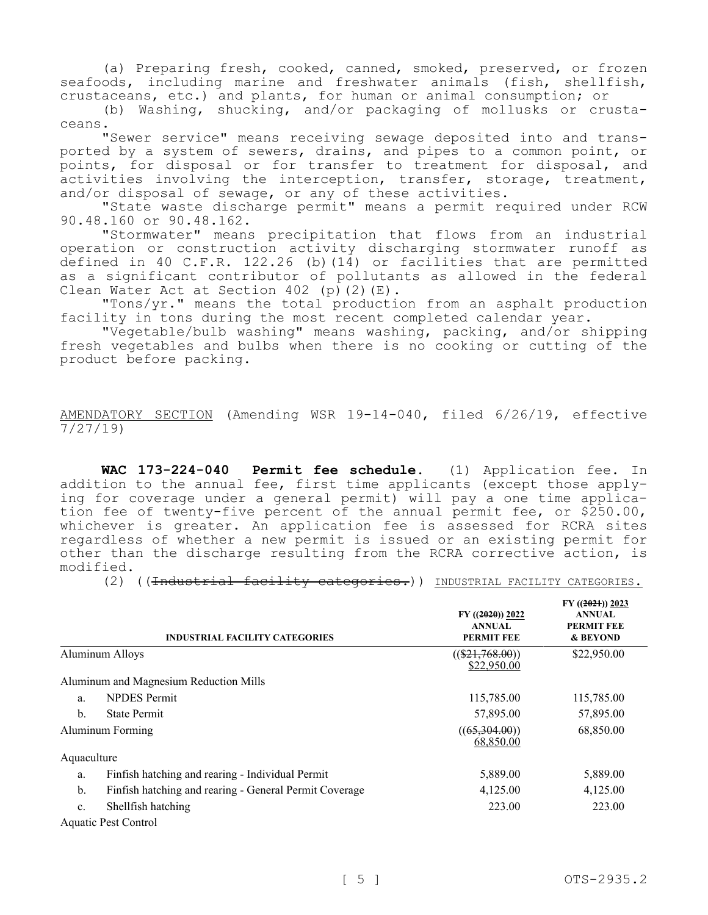(a) Preparing fresh, cooked, canned, smoked, preserved, or frozen seafoods, including marine and freshwater animals (fish, shellfish, crustaceans, etc.) and plants, for human or animal consumption; or

(b) Washing, shucking, and/or packaging of mollusks or crustaceans.

"Sewer service" means receiving sewage deposited into and transported by a system of sewers, drains, and pipes to a common point, or points, for disposal or for transfer to treatment for disposal, and activities involving the interception, transfer, storage, treatment, and/or disposal of sewage, or any of these activities.

"State waste discharge permit" means a permit required under RCW 90.48.160 or 90.48.162.

"Stormwater" means precipitation that flows from an industrial operation or construction activity discharging stormwater runoff as defined in 40 C.F.R. 122.26 (b)(14) or facilities that are permitted as a significant contributor of pollutants as allowed in the federal Clean Water Act at Section 402 (p)(2)(E).

"Tons/yr." means the total production from an asphalt production facility in tons during the most recent completed calendar year.

"Vegetable/bulb washing" means washing, packing, and/or shipping fresh vegetables and bulbs when there is no cooking or cutting of the product before packing.

AMENDATORY SECTION (Amending WSR 19-14-040, filed 6/26/19, effective 7/27/19)

**WAC 173-224-040 Permit fee schedule.** (1) Application fee. In addition to the annual fee, first time applicants (except those applying for coverage under a general permit) will pay a one time application fee of twenty-five percent of the annual permit fee, or $250.00, whichever is greater. An application fee is assessed for RCRA sites regardless of whether a new permit is issued or an existing permit for other than the discharge resulting from the RCRA corrective action, is modified.

(2) ((~~Industrial facility categories.~~)) INDUSTRIAL FACILITY CATEGORIES.

| INDUSTRIAL FACILITY CATEGORIES | | FY ((~~2020~~)) 2022 ANNUAL PERMIT FEE | FY ((~~2021~~)) 2023 ANNUAL PERMIT FEE & BEYOND |
|---|---|---|---|
| Aluminum Alloys | | ((~~$21,768.00~~)) $22,950.00 | $22,950.00 |
| Aluminum and Magnesium Reduction Mills | | | |
| a. | NPDES Permit | 115,785.00 | 115,785.00 |
| b. | State Permit | 57,895.00 | 57,895.00 |
| Aluminum Forming | | ((~~65,304.00~~)) 68,850.00 | 68,850.00 |
| Aquaculture | | | |
| a. | Finfish hatching and rearing - Individual Permit | 5,889.00 | 5,889.00 |
| b. | Finfish hatching and rearing - General Permit Coverage | 4,125.00 | 4,125.00 |
| c. | Shellfish hatching | 223.00 | 223.00 |
| Aquatic Pest Control | | | |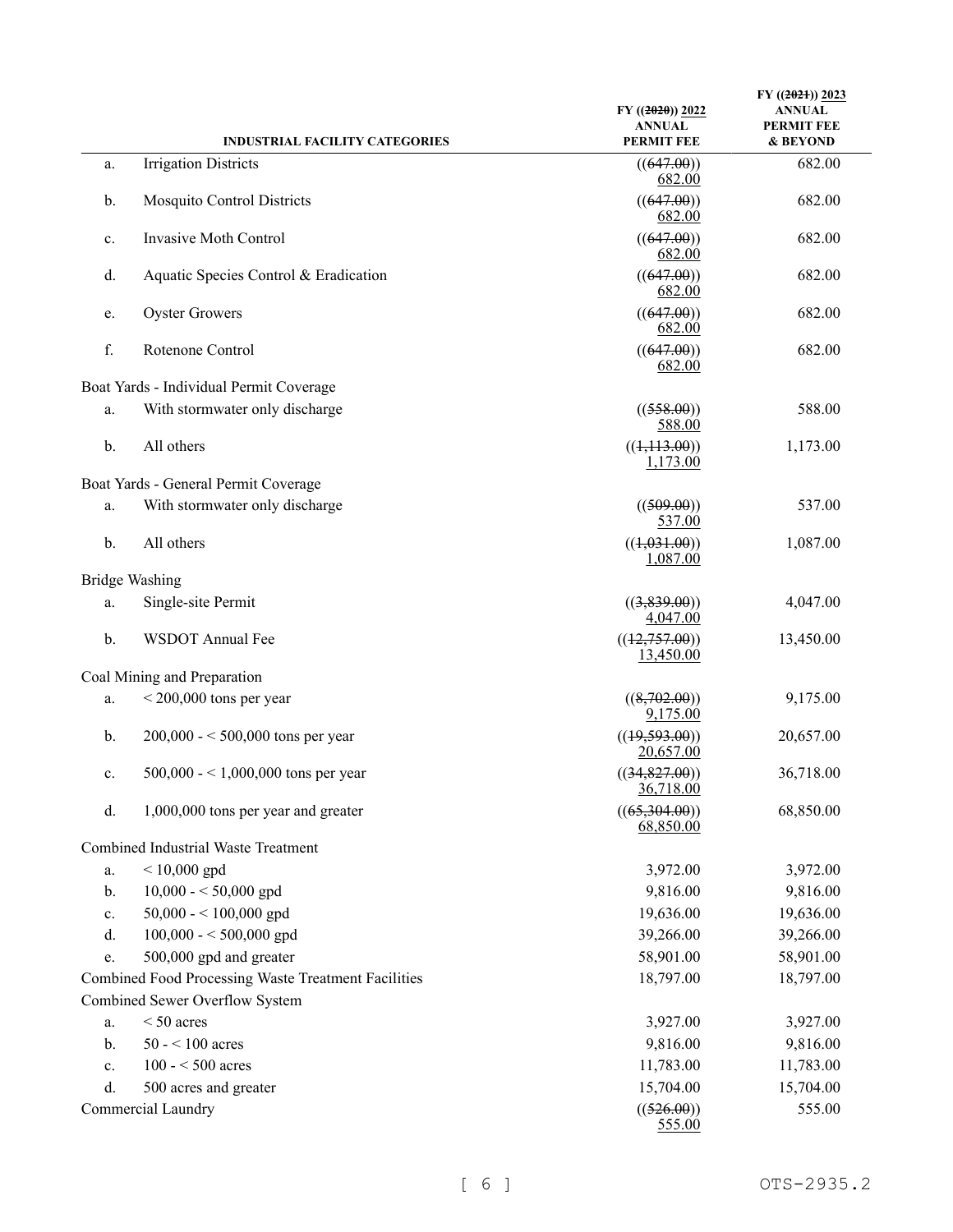| INDUSTRIAL FACILITY CATEGORIES | FY ((~~2020~~)) 2022 ANNUAL PERMIT FEE | FY ((~~2021~~)) 2023 ANNUAL PERMIT FEE & BEYOND |
|---|---|---|
| a. Irrigation Districts | ((~~647.00~~)) 682.00 | 682.00 |
| b. Mosquito Control Districts | ((~~647.00~~)) 682.00 | 682.00 |
| c. Invasive Moth Control | ((~~647.00~~)) 682.00 | 682.00 |
| d. Aquatic Species Control & Eradication | ((~~647.00~~)) 682.00 | 682.00 |
| e. Oyster Growers | ((~~647.00~~)) 682.00 | 682.00 |
| f. Rotenone Control | ((~~647.00~~)) 682.00 | 682.00 |
| Boat Yards - Individual Permit Coverage | | |
| a. With stormwater only discharge | ((~~558.00~~)) 588.00 | 588.00 |
| b. All others | ((~~1,113.00~~)) 1,173.00 | 1,173.00 |
| Boat Yards - General Permit Coverage | | |
| a. With stormwater only discharge | ((~~509.00~~)) 537.00 | 537.00 |
| b. All others | ((~~1,031.00~~)) 1,087.00 | 1,087.00 |
| Bridge Washing | | |
| a. Single-site Permit | ((~~3,839.00~~)) 4,047.00 | 4,047.00 |
| b. WSDOT Annual Fee | ((~~12,757.00~~)) 13,450.00 | 13,450.00 |
| Coal Mining and Preparation | | |
| a. < 200,000 tons per year | ((~~8,702.00~~)) 9,175.00 | 9,175.00 |
| b. 200,000 - < 500,000 tons per year | ((~~19,593.00~~)) 20,657.00 | 20,657.00 |
| c. 500,000 - < 1,000,000 tons per year | ((~~34,827.00~~)) 36,718.00 | 36,718.00 |
| d. 1,000,000 tons per year and greater | ((~~65,304.00~~)) 68,850.00 | 68,850.00 |
| Combined Industrial Waste Treatment | | |
| a. < 10,000 gpd | 3,972.00 | 3,972.00 |
| b. 10,000 - < 50,000 gpd | 9,816.00 | 9,816.00 |
| c. 50,000 - < 100,000 gpd | 19,636.00 | 19,636.00 |
| d. 100,000 - < 500,000 gpd | 39,266.00 | 39,266.00 |
| e. 500,000 gpd and greater | 58,901.00 | 58,901.00 |
| Combined Food Processing Waste Treatment Facilities | 18,797.00 | 18,797.00 |
| Combined Sewer Overflow System | | |
| a. < 50 acres | 3,927.00 | 3,927.00 |
| b. 50 - < 100 acres | 9,816.00 | 9,816.00 |
| c. 100 - < 500 acres | 11,783.00 | 11,783.00 |
| d. 500 acres and greater | 15,704.00 | 15,704.00 |
| Commercial Laundry | ((~~526.00~~)) 555.00 | 555.00 |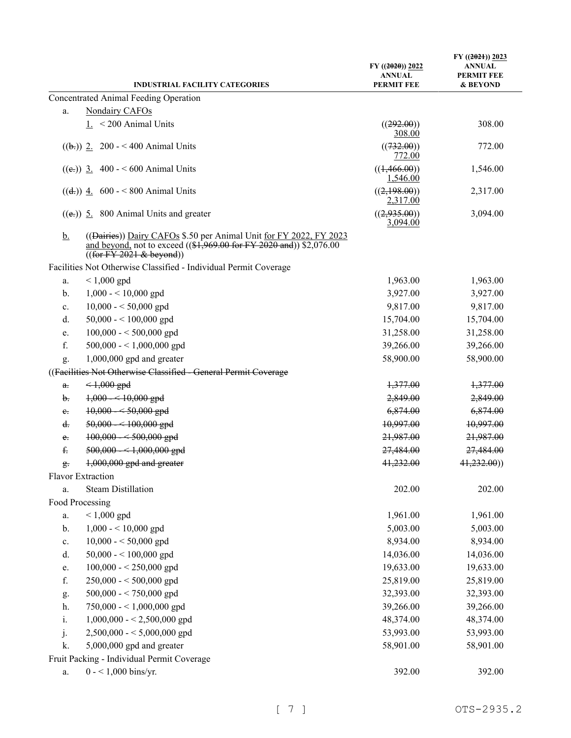| INDUSTRIAL FACILITY CATEGORIES | | FY ((2020)) 2022 ANNUAL PERMIT FEE | FY ((2021)) 2023 ANNUAL PERMIT FEE & BEYOND |
|---|---|---|---|
| Concentrated Animal Feeding Operation | | | |
| a. | Nondairy CAFOs | | |
| | 1. < 200 Animal Units | ((292.00)) 308.00 | 308.00 |
| | ((b.)) 2. 200 - < 400 Animal Units | ((732.00)) 772.00 | 772.00 |
| | ((c.)) 3. 400 - < 600 Animal Units | ((1,466.00)) 1,546.00 | 1,546.00 |
| | ((d.)) 4. 600 - < 800 Animal Units | ((2,198.00)) 2,317.00 | 2,317.00 |
| | ((e.)) 5. 800 Animal Units and greater | ((2,935.00)) 3,094.00 | 3,094.00 |
| b. | ((Dairies)) Dairy CAFOs $.50 per Animal Unit for FY 2022, FY 2023 and beyond, not to exceed (($1,969.00 for FY 2020 and)) $2,076.00 ((for FY 2021 & beyond)) | | |
| Facilities Not Otherwise Classified - Individual Permit Coverage | | | |
| a. | < 1,000 gpd | 1,963.00 | 1,963.00 |
| b. | 1,000 - < 10,000 gpd | 3,927.00 | 3,927.00 |
| c. | 10,000 - < 50,000 gpd | 9,817.00 | 9,817.00 |
| d. | 50,000 - < 100,000 gpd | 15,704.00 | 15,704.00 |
| e. | 100,000 - < 500,000 gpd | 31,258.00 | 31,258.00 |
| f. | 500,000 - < 1,000,000 gpd | 39,266.00 | 39,266.00 |
| g. | 1,000,000 gpd and greater | 58,900.00 | 58,900.00 |
| ((Facilities Not Otherwise Classified - General Permit Coverage | | | |
| a. | < 1,000 gpd | 1,377.00 | 1,377.00 |
| b. | 1,000 - < 10,000 gpd | 2,849.00 | 2,849.00 |
| c. | 10,000 - < 50,000 gpd | 6,874.00 | 6,874.00 |
| d. | 50,000 - < 100,000 gpd | 10,997.00 | 10,997.00 |
| e. | 100,000 - < 500,000 gpd | 21,987.00 | 21,987.00 |
| f. | 500,000 - < 1,000,000 gpd | 27,484.00 | 27,484.00 |
| g. | 1,000,000 gpd and greater | 41,232.00 | 41,232.00)) |
| Flavor Extraction | | | |
| a. | Steam Distillation | 202.00 | 202.00 |
| Food Processing | | | |
| a. | < 1,000 gpd | 1,961.00 | 1,961.00 |
| b. | 1,000 - < 10,000 gpd | 5,003.00 | 5,003.00 |
| c. | 10,000 - < 50,000 gpd | 8,934.00 | 8,934.00 |
| d. | 50,000 - < 100,000 gpd | 14,036.00 | 14,036.00 |
| e. | 100,000 - < 250,000 gpd | 19,633.00 | 19,633.00 |
| f. | 250,000 - < 500,000 gpd | 25,819.00 | 25,819.00 |
| g. | 500,000 - < 750,000 gpd | 32,393.00 | 32,393.00 |
| h. | 750,000 - < 1,000,000 gpd | 39,266.00 | 39,266.00 |
| i. | 1,000,000 - < 2,500,000 gpd | 48,374.00 | 48,374.00 |
| j. | 2,500,000 - < 5,000,000 gpd | 53,993.00 | 53,993.00 |
| k. | 5,000,000 gpd and greater | 58,901.00 | 58,901.00 |
| Fruit Packing - Individual Permit Coverage | | | |
| a. | 0 - < 1,000 bins/yr. | 392.00 | 392.00 |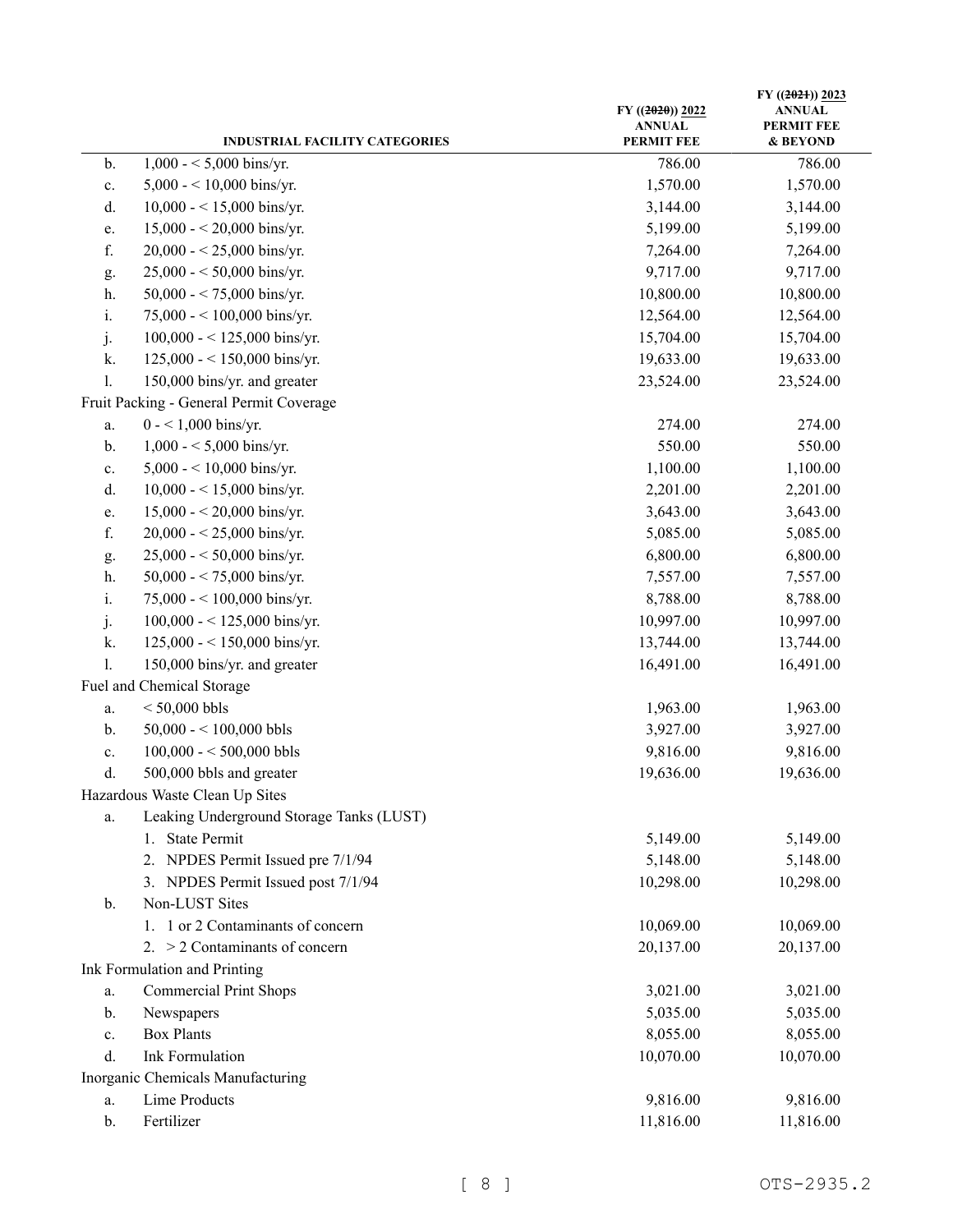| | INDUSTRIAL FACILITY CATEGORIES | FY ((~~2020~~)) 2022 ANNUAL PERMIT FEE | FY ((~~2021~~)) 2023 ANNUAL PERMIT FEE & BEYOND |
|---|---|---|---|
| b. | 1,000 - < 5,000 bins/yr. | 786.00 | 786.00 |
| c. | 5,000 - < 10,000 bins/yr. | 1,570.00 | 1,570.00 |
| d. | 10,000 - < 15,000 bins/yr. | 3,144.00 | 3,144.00 |
| e. | 15,000 - < 20,000 bins/yr. | 5,199.00 | 5,199.00 |
| f. | 20,000 - < 25,000 bins/yr. | 7,264.00 | 7,264.00 |
| g. | 25,000 - < 50,000 bins/yr. | 9,717.00 | 9,717.00 |
| h. | 50,000 - < 75,000 bins/yr. | 10,800.00 | 10,800.00 |
| i. | 75,000 - < 100,000 bins/yr. | 12,564.00 | 12,564.00 |
| j. | 100,000 - < 125,000 bins/yr. | 15,704.00 | 15,704.00 |
| k. | 125,000 - < 150,000 bins/yr. | 19,633.00 | 19,633.00 |
| l. | 150,000 bins/yr. and greater | 23,524.00 | 23,524.00 |
| Fruit Packing - General Permit Coverage | | | |
| a. | 0 - < 1,000 bins/yr. | 274.00 | 274.00 |
| b. | 1,000 - < 5,000 bins/yr. | 550.00 | 550.00 |
| c. | 5,000 - < 10,000 bins/yr. | 1,100.00 | 1,100.00 |
| d. | 10,000 - < 15,000 bins/yr. | 2,201.00 | 2,201.00 |
| e. | 15,000 - < 20,000 bins/yr. | 3,643.00 | 3,643.00 |
| f. | 20,000 - < 25,000 bins/yr. | 5,085.00 | 5,085.00 |
| g. | 25,000 - < 50,000 bins/yr. | 6,800.00 | 6,800.00 |
| h. | 50,000 - < 75,000 bins/yr. | 7,557.00 | 7,557.00 |
| i. | 75,000 - < 100,000 bins/yr. | 8,788.00 | 8,788.00 |
| j. | 100,000 - < 125,000 bins/yr. | 10,997.00 | 10,997.00 |
| k. | 125,000 - < 150,000 bins/yr. | 13,744.00 | 13,744.00 |
| l. | 150,000 bins/yr. and greater | 16,491.00 | 16,491.00 |
| Fuel and Chemical Storage | | | |
| a. | < 50,000 bbls | 1,963.00 | 1,963.00 |
| b. | 50,000 - < 100,000 bbls | 3,927.00 | 3,927.00 |
| c. | 100,000 - < 500,000 bbls | 9,816.00 | 9,816.00 |
| d. | 500,000 bbls and greater | 19,636.00 | 19,636.00 |
| Hazardous Waste Clean Up Sites | | | |
| a. | Leaking Underground Storage Tanks (LUST) | | |
| | 1. State Permit | 5,149.00 | 5,149.00 |
| | 2. NPDES Permit Issued pre 7/1/94 | 5,148.00 | 5,148.00 |
| | 3. NPDES Permit Issued post 7/1/94 | 10,298.00 | 10,298.00 |
| b. | Non-LUST Sites | | |
| | 1. 1 or 2 Contaminants of concern | 10,069.00 | 10,069.00 |
| | 2. > 2 Contaminants of concern | 20,137.00 | 20,137.00 |
| Ink Formulation and Printing | | | |
| a. | Commercial Print Shops | 3,021.00 | 3,021.00 |
| b. | Newspapers | 5,035.00 | 5,035.00 |
| c. | Box Plants | 8,055.00 | 8,055.00 |
| d. | Ink Formulation | 10,070.00 | 10,070.00 |
| Inorganic Chemicals Manufacturing | | | |
| a. | Lime Products | 9,816.00 | 9,816.00 |
| b. | Fertilizer | 11,816.00 | 11,816.00 |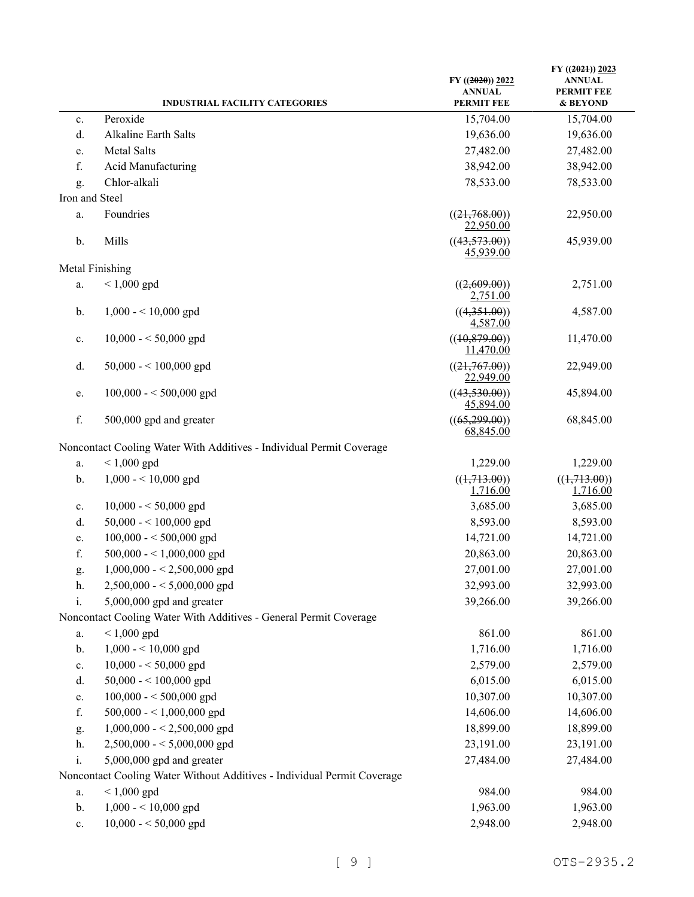| | INDUSTRIAL FACILITY CATEGORIES | FY ((~~2020~~)) <u>2022</u> ANNUAL PERMIT FEE | FY ((~~2021~~)) <u>2023</u> ANNUAL PERMIT FEE & BEYOND |
|---|---|---|---|
| c. | Peroxide | 15,704.00 | 15,704.00 |
| d. | Alkaline Earth Salts | 19,636.00 | 19,636.00 |
| e. | Metal Salts | 27,482.00 | 27,482.00 |
| f. | Acid Manufacturing | 38,942.00 | 38,942.00 |
| g. | Chlor-alkali | 78,533.00 | 78,533.00 |
| Iron and Steel | | | |
| a. | Foundries | ((~~21,768.00~~)) <u>22,950.00</u> | 22,950.00 |
| b. | Mills | ((~~43,573.00~~)) <u>45,939.00</u> | 45,939.00 |
| Metal Finishing | | | |
| a. | < 1,000 gpd | ((~~2,609.00~~)) <u>2,751.00</u> | 2,751.00 |
| b. | 1,000 - < 10,000 gpd | ((~~4,351.00~~)) <u>4,587.00</u> | 4,587.00 |
| c. | 10,000 - < 50,000 gpd | ((~~10,879.00~~)) <u>11,470.00</u> | 11,470.00 |
| d. | 50,000 - < 100,000 gpd | ((~~21,767.00~~)) <u>22,949.00</u> | 22,949.00 |
| e. | 100,000 - < 500,000 gpd | ((~~43,530.00~~)) <u>45,894.00</u> | 45,894.00 |
| f. | 500,000 gpd and greater | ((~~65,299.00~~)) <u>68,845.00</u> | 68,845.00 |
| Noncontact Cooling Water With Additives - Individual Permit Coverage | | | |
| a. | < 1,000 gpd | 1,229.00 | 1,229.00 |
| b. | 1,000 - < 10,000 gpd | ((~~1,713.00~~)) <u>1,716.00</u> | ((~~1,713.00~~)) <u>1,716.00</u> |
| c. | 10,000 - < 50,000 gpd | 3,685.00 | 3,685.00 |
| d. | 50,000 - < 100,000 gpd | 8,593.00 | 8,593.00 |
| e. | 100,000 - < 500,000 gpd | 14,721.00 | 14,721.00 |
| f. | 500,000 - < 1,000,000 gpd | 20,863.00 | 20,863.00 |
| g. | 1,000,000 - < 2,500,000 gpd | 27,001.00 | 27,001.00 |
| h. | 2,500,000 - < 5,000,000 gpd | 32,993.00 | 32,993.00 |
| i. | 5,000,000 gpd and greater | 39,266.00 | 39,266.00 |
| Noncontact Cooling Water With Additives - General Permit Coverage | | | |
| a. | < 1,000 gpd | 861.00 | 861.00 |
| b. | 1,000 - < 10,000 gpd | 1,716.00 | 1,716.00 |
| c. | 10,000 - < 50,000 gpd | 2,579.00 | 2,579.00 |
| d. | 50,000 - < 100,000 gpd | 6,015.00 | 6,015.00 |
| e. | 100,000 - < 500,000 gpd | 10,307.00 | 10,307.00 |
| f. | 500,000 - < 1,000,000 gpd | 14,606.00 | 14,606.00 |
| g. | 1,000,000 - < 2,500,000 gpd | 18,899.00 | 18,899.00 |
| h. | 2,500,000 - < 5,000,000 gpd | 23,191.00 | 23,191.00 |
| i. | 5,000,000 gpd and greater | 27,484.00 | 27,484.00 |
| Noncontact Cooling Water Without Additives - Individual Permit Coverage | | | |
| a. | < 1,000 gpd | 984.00 | 984.00 |
| b. | 1,000 - < 10,000 gpd | 1,963.00 | 1,963.00 |
| c. | 10,000 - < 50,000 gpd | 2,948.00 | 2,948.00 |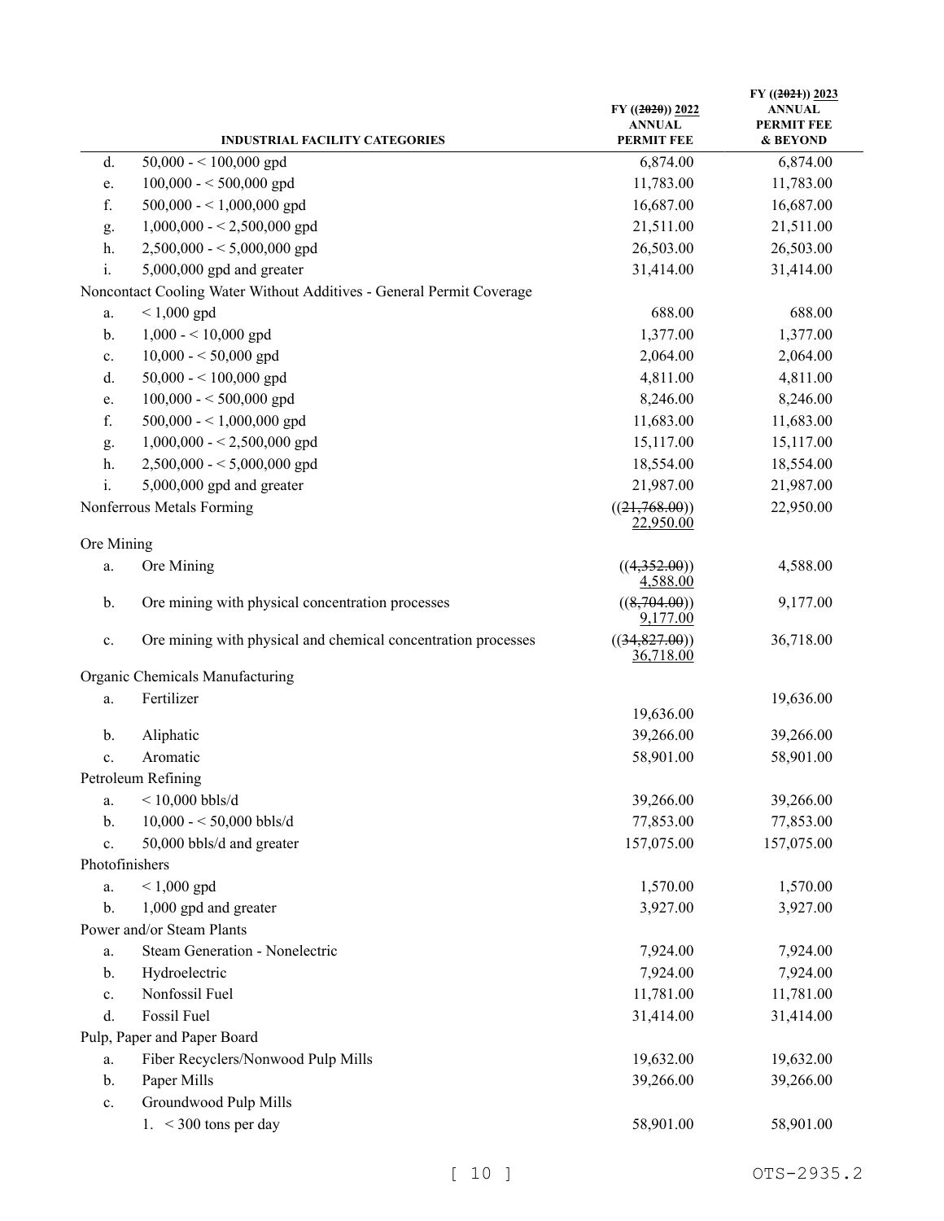| | INDUSTRIAL FACILITY CATEGORIES | FY ((~~2020~~)) <u>2022</u> ANNUAL PERMIT FEE | FY ((~~2021~~)) <u>2023</u> ANNUAL PERMIT FEE & BEYOND |
|---|---|---|---|
| d. | 50,000 - < 100,000 gpd | 6,874.00 | 6,874.00 |
| e. | 100,000 - < 500,000 gpd | 11,783.00 | 11,783.00 |
| f. | 500,000 - < 1,000,000 gpd | 16,687.00 | 16,687.00 |
| g. | 1,000,000 - < 2,500,000 gpd | 21,511.00 | 21,511.00 |
| h. | 2,500,000 - < 5,000,000 gpd | 26,503.00 | 26,503.00 |
| i. | 5,000,000 gpd and greater | 31,414.00 | 31,414.00 |
| Noncontact Cooling Water Without Additives - General Permit Coverage | | | |
| a. | < 1,000 gpd | 688.00 | 688.00 |
| b. | 1,000 - < 10,000 gpd | 1,377.00 | 1,377.00 |
| c. | 10,000 - < 50,000 gpd | 2,064.00 | 2,064.00 |
| d. | 50,000 - < 100,000 gpd | 4,811.00 | 4,811.00 |
| e. | 100,000 - < 500,000 gpd | 8,246.00 | 8,246.00 |
| f. | 500,000 - < 1,000,000 gpd | 11,683.00 | 11,683.00 |
| g. | 1,000,000 - < 2,500,000 gpd | 15,117.00 | 15,117.00 |
| h. | 2,500,000 - < 5,000,000 gpd | 18,554.00 | 18,554.00 |
| i. | 5,000,000 gpd and greater | 21,987.00 | 21,987.00 |
| Nonferrous Metals Forming | | ((~~21,768.00~~)) <u>22,950.00</u> | 22,950.00 |
| Ore Mining | | | |
| a. | Ore Mining | ((~~4,352.00~~)) <u>4,588.00</u> | 4,588.00 |
| b. | Ore mining with physical concentration processes | ((~~8,704.00~~)) <u>9,177.00</u> | 9,177.00 |
| c. | Ore mining with physical and chemical concentration processes | ((~~34,827.00~~)) <u>36,718.00</u> | 36,718.00 |
| Organic Chemicals Manufacturing | | | |
| a. | Fertilizer | 19,636.00 | 19,636.00 |
| b. | Aliphatic | 39,266.00 | 39,266.00 |
| c. | Aromatic | 58,901.00 | 58,901.00 |
| Petroleum Refining | | | |
| a. | < 10,000 bbls/d | 39,266.00 | 39,266.00 |
| b. | 10,000 - < 50,000 bbls/d | 77,853.00 | 77,853.00 |
| c. | 50,000 bbls/d and greater | 157,075.00 | 157,075.00 |
| Photofinishers | | | |
| a. | < 1,000 gpd | 1,570.00 | 1,570.00 |
| b. | 1,000 gpd and greater | 3,927.00 | 3,927.00 |
| Power and/or Steam Plants | | | |
| a. | Steam Generation - Nonelectric | 7,924.00 | 7,924.00 |
| b. | Hydroelectric | 7,924.00 | 7,924.00 |
| c. | Nonfossil Fuel | 11,781.00 | 11,781.00 |
| d. | Fossil Fuel | 31,414.00 | 31,414.00 |
| Pulp, Paper and Paper Board | | | |
| a. | Fiber Recyclers/Nonwood Pulp Mills | 19,632.00 | 19,632.00 |
| b. | Paper Mills | 39,266.00 | 39,266.00 |
| c. | Groundwood Pulp Mills | | |
| | 1. < 300 tons per day | 58,901.00 | 58,901.00 |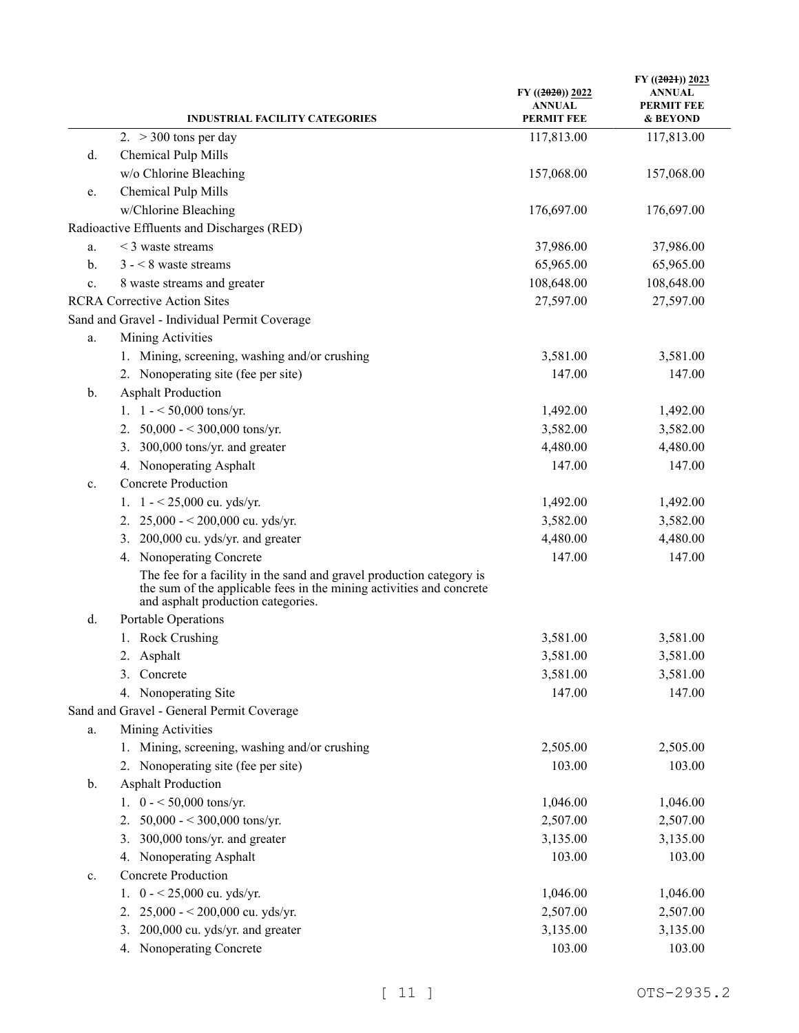| | INDUSTRIAL FACILITY CATEGORIES | FY ((~~2020~~)) 2022 ANNUAL PERMIT FEE | FY ((~~2021~~)) 2023 ANNUAL PERMIT FEE & BEYOND |
|---|---|---|---|
| | 2. > 300 tons per day | 117,813.00 | 117,813.00 |
| d. | Chemical Pulp Mills | | |
| | w/o Chlorine Bleaching | 157,068.00 | 157,068.00 |
| e. | Chemical Pulp Mills | | |
| | w/Chlorine Bleaching | 176,697.00 | 176,697.00 |
| Radioactive Effluents and Discharges (RED) | | | |
| a. | < 3 waste streams | 37,986.00 | 37,986.00 |
| b. | 3 - < 8 waste streams | 65,965.00 | 65,965.00 |
| c. | 8 waste streams and greater | 108,648.00 | 108,648.00 |
| RCRA Corrective Action Sites | | 27,597.00 | 27,597.00 |
| Sand and Gravel - Individual Permit Coverage | | | |
| a. | Mining Activities | | |
| | 1. Mining, screening, washing and/or crushing | 3,581.00 | 3,581.00 |
| | 2. Nonoperating site (fee per site) | 147.00 | 147.00 |
| b. | Asphalt Production | | |
| | 1. 1 - < 50,000 tons/yr. | 1,492.00 | 1,492.00 |
| | 2. 50,000 - < 300,000 tons/yr. | 3,582.00 | 3,582.00 |
| | 3. 300,000 tons/yr. and greater | 4,480.00 | 4,480.00 |
| | 4. Nonoperating Asphalt | 147.00 | 147.00 |
| c. | Concrete Production | | |
| | 1. 1 - < 25,000 cu. yds/yr. | 1,492.00 | 1,492.00 |
| | 2. 25,000 - < 200,000 cu. yds/yr. | 3,582.00 | 3,582.00 |
| | 3. 200,000 cu. yds/yr. and greater | 4,480.00 | 4,480.00 |
| | 4. Nonoperating Concrete | 147.00 | 147.00 |
| | The fee for a facility in the sand and gravel production category is the sum of the applicable fees in the mining activities and concrete and asphalt production categories. | | |
| d. | Portable Operations | | |
| | 1. Rock Crushing | 3,581.00 | 3,581.00 |
| | 2. Asphalt | 3,581.00 | 3,581.00 |
| | 3. Concrete | 3,581.00 | 3,581.00 |
| | 4. Nonoperating Site | 147.00 | 147.00 |
| Sand and Gravel - General Permit Coverage | | | |
| a. | Mining Activities | | |
| | 1. Mining, screening, washing and/or crushing | 2,505.00 | 2,505.00 |
| | 2. Nonoperating site (fee per site) | 103.00 | 103.00 |
| b. | Asphalt Production | | |
| | 1. 0 - < 50,000 tons/yr. | 1,046.00 | 1,046.00 |
| | 2. 50,000 - < 300,000 tons/yr. | 2,507.00 | 2,507.00 |
| | 3. 300,000 tons/yr. and greater | 3,135.00 | 3,135.00 |
| | 4. Nonoperating Asphalt | 103.00 | 103.00 |
| c. | Concrete Production | | |
| | 1. 0 - < 25,000 cu. yds/yr. | 1,046.00 | 1,046.00 |
| | 2. 25,000 - < 200,000 cu. yds/yr. | 2,507.00 | 2,507.00 |
| | 3. 200,000 cu. yds/yr. and greater | 3,135.00 | 3,135.00 |
| | 4. Nonoperating Concrete | 103.00 | 103.00 |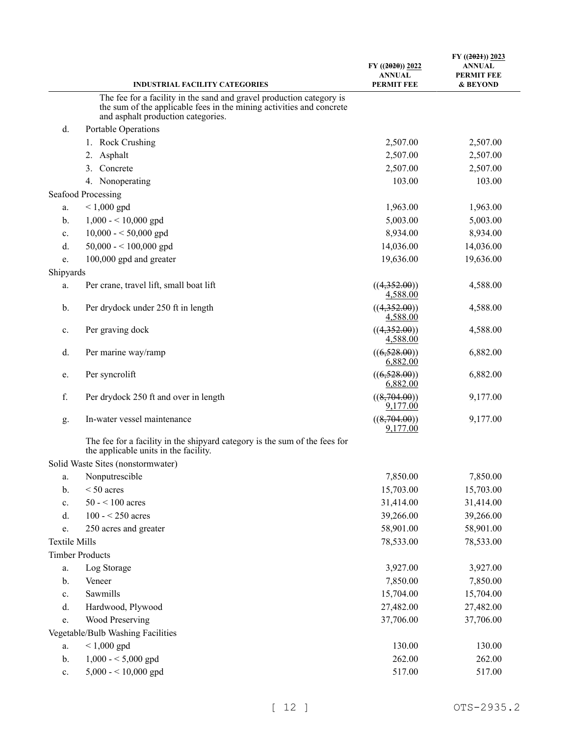| | INDUSTRIAL FACILITY CATEGORIES | FY ((~~2020~~)) 2022 ANNUAL PERMIT FEE | FY ((~~2021~~)) 2023 ANNUAL PERMIT FEE & BEYOND |
|---|---|---|---|
| | The fee for a facility in the sand and gravel production category is the sum of the applicable fees in the mining activities and concrete and asphalt production categories. | | |
| d. | Portable Operations | | |
| | 1. Rock Crushing | 2,507.00 | 2,507.00 |
| | 2. Asphalt | 2,507.00 | 2,507.00 |
| | 3. Concrete | 2,507.00 | 2,507.00 |
| | 4. Nonoperating | 103.00 | 103.00 |
| Seafood Processing | | | |
| a. | < 1,000 gpd | 1,963.00 | 1,963.00 |
| b. | 1,000 - < 10,000 gpd | 5,003.00 | 5,003.00 |
| c. | 10,000 - < 50,000 gpd | 8,934.00 | 8,934.00 |
| d. | 50,000 - < 100,000 gpd | 14,036.00 | 14,036.00 |
| e. | 100,000 gpd and greater | 19,636.00 | 19,636.00 |
| Shipyards | | | |
| a. | Per crane, travel lift, small boat lift | ((~~4,352.00~~)) 4,588.00 | 4,588.00 |
| b. | Per drydock under 250 ft in length | ((~~4,352.00~~)) 4,588.00 | 4,588.00 |
| c. | Per graving dock | ((~~4,352.00~~)) 4,588.00 | 4,588.00 |
| d. | Per marine way/ramp | ((~~6,528.00~~)) 6,882.00 | 6,882.00 |
| e. | Per syncrolift | ((~~6,528.00~~)) 6,882.00 | 6,882.00 |
| f. | Per drydock 250 ft and over in length | ((~~8,704.00~~)) 9,177.00 | 9,177.00 |
| g. | In-water vessel maintenance | ((~~8,704.00~~)) 9,177.00 | 9,177.00 |
| | The fee for a facility in the shipyard category is the sum of the fees for the applicable units in the facility. | | |
| Solid Waste Sites (nonstormwater) | | | |
| a. | Nonputrescible | 7,850.00 | 7,850.00 |
| b. | < 50 acres | 15,703.00 | 15,703.00 |
| c. | 50 - < 100 acres | 31,414.00 | 31,414.00 |
| d. | 100 - < 250 acres | 39,266.00 | 39,266.00 |
| e. | 250 acres and greater | 58,901.00 | 58,901.00 |
| Textile Mills | | 78,533.00 | 78,533.00 |
| Timber Products | | | |
| a. | Log Storage | 3,927.00 | 3,927.00 |
| b. | Veneer | 7,850.00 | 7,850.00 |
| c. | Sawmills | 15,704.00 | 15,704.00 |
| d. | Hardwood, Plywood | 27,482.00 | 27,482.00 |
| e. | Wood Preserving | 37,706.00 | 37,706.00 |
| Vegetable/Bulb Washing Facilities | | | |
| a. | < 1,000 gpd | 130.00 | 130.00 |
| b. | 1,000 - < 5,000 gpd | 262.00 | 262.00 |
| c. | 5,000 - < 10,000 gpd | 517.00 | 517.00 |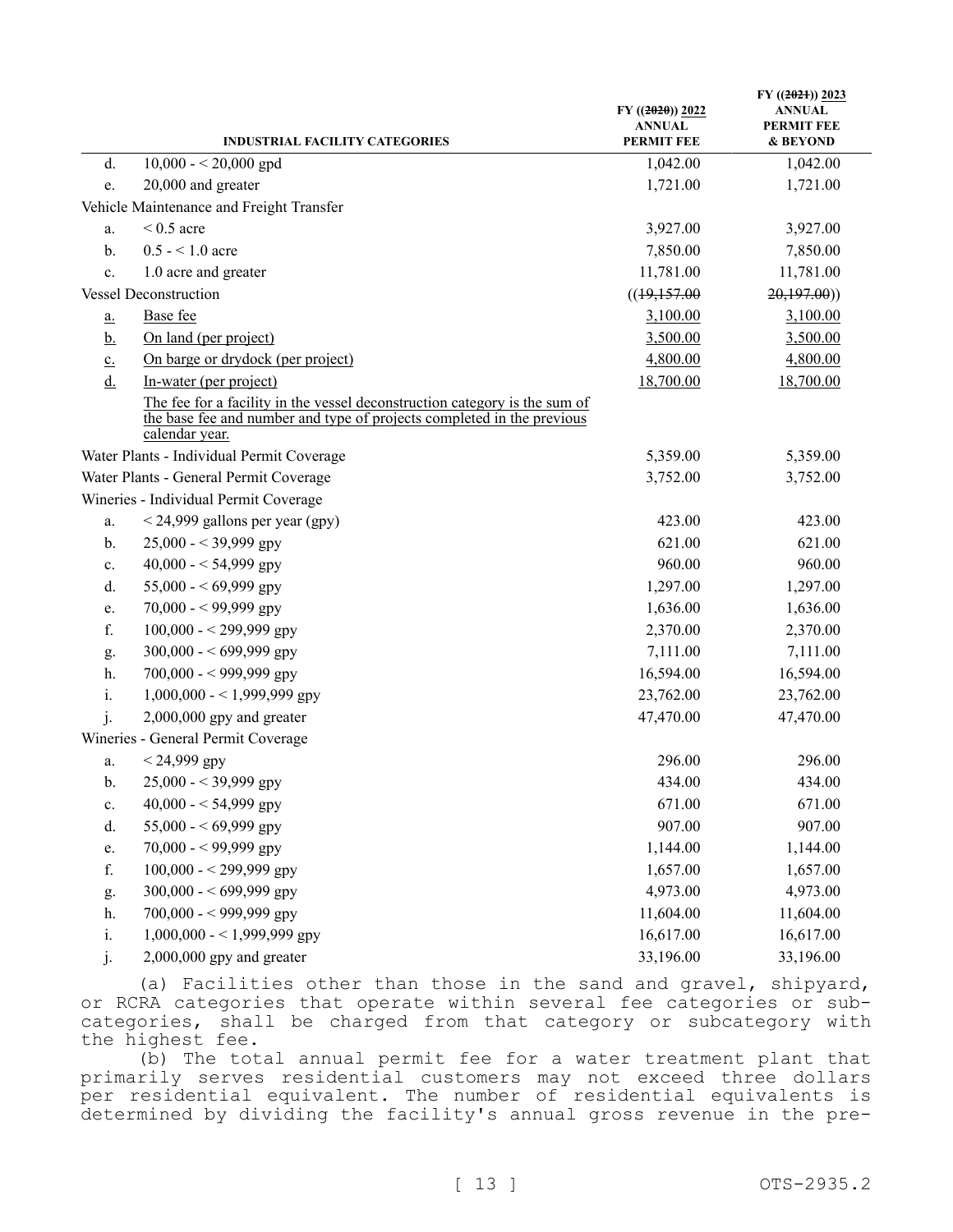| | INDUSTRIAL FACILITY CATEGORIES | FY ((2020)) 2022 ANNUAL PERMIT FEE | FY ((2021)) 2023 ANNUAL PERMIT FEE & BEYOND |
|---|---|---|---|
| d. | 10,000 - < 20,000 gpd | 1,042.00 | 1,042.00 |
| e. | 20,000 and greater | 1,721.00 | 1,721.00 |
| Vehicle Maintenance and Freight Transfer | | | |
| a. | < 0.5 acre | 3,927.00 | 3,927.00 |
| b. | 0.5 - < 1.0 acre | 7,850.00 | 7,850.00 |
| c. | 1.0 acre and greater | 11,781.00 | 11,781.00 |
| Vessel Deconstruction | | ((19,157.00 | 20,197.00)) |
| a. | Base fee | 3,100.00 | 3,100.00 |
| b. | On land (per project) | 3,500.00 | 3,500.00 |
| c. | On barge or drydock (per project) | 4,800.00 | 4,800.00 |
| d. | In-water (per project) | 18,700.00 | 18,700.00 |
| | The fee for a facility in the vessel deconstruction category is the sum of the base fee and number and type of projects completed in the previous calendar year. | | |
| Water Plants - Individual Permit Coverage | | 5,359.00 | 5,359.00 |
| Water Plants - General Permit Coverage | | 3,752.00 | 3,752.00 |
| Wineries - Individual Permit Coverage | | | |
| a. | < 24,999 gallons per year (gpy) | 423.00 | 423.00 |
| b. | 25,000 - < 39,999 gpy | 621.00 | 621.00 |
| c. | 40,000 - < 54,999 gpy | 960.00 | 960.00 |
| d. | 55,000 - < 69,999 gpy | 1,297.00 | 1,297.00 |
| e. | 70,000 - < 99,999 gpy | 1,636.00 | 1,636.00 |
| f. | 100,000 - < 299,999 gpy | 2,370.00 | 2,370.00 |
| g. | 300,000 - < 699,999 gpy | 7,111.00 | 7,111.00 |
| h. | 700,000 - < 999,999 gpy | 16,594.00 | 16,594.00 |
| i. | 1,000,000 - < 1,999,999 gpy | 23,762.00 | 23,762.00 |
| j. | 2,000,000 gpy and greater | 47,470.00 | 47,470.00 |
| Wineries - General Permit Coverage | | | |
| a. | < 24,999 gpy | 296.00 | 296.00 |
| b. | 25,000 - < 39,999 gpy | 434.00 | 434.00 |
| c. | 40,000 - < 54,999 gpy | 671.00 | 671.00 |
| d. | 55,000 - < 69,999 gpy | 907.00 | 907.00 |
| e. | 70,000 - < 99,999 gpy | 1,144.00 | 1,144.00 |
| f. | 100,000 - < 299,999 gpy | 1,657.00 | 1,657.00 |
| g. | 300,000 - < 699,999 gpy | 4,973.00 | 4,973.00 |
| h. | 700,000 - < 999,999 gpy | 11,604.00 | 11,604.00 |
| i. | 1,000,000 - < 1,999,999 gpy | 16,617.00 | 16,617.00 |
| j. | 2,000,000 gpy and greater | 33,196.00 | 33,196.00 |

(a) Facilities other than those in the sand and gravel, shipyard, or RCRA categories that operate within several fee categories or subcategories, shall be charged from that category or subcategory with the highest fee.

(b) The total annual permit fee for a water treatment plant that primarily serves residential customers may not exceed three dollars per residential equivalent. The number of residential equivalents is determined by dividing the facility's annual gross revenue in the pre-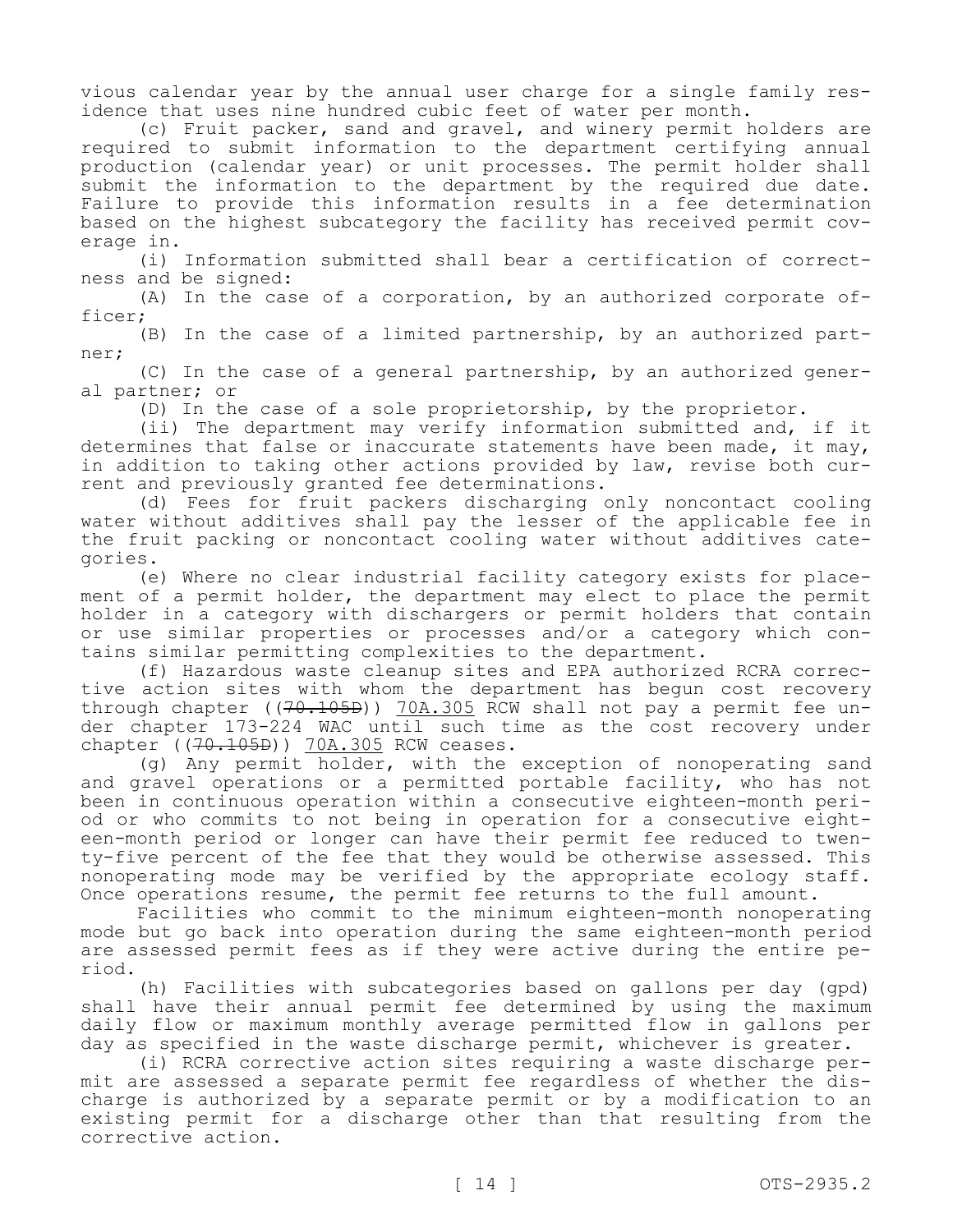vious calendar year by the annual user charge for a single family residence that uses nine hundred cubic feet of water per month.

(c) Fruit packer, sand and gravel, and winery permit holders are required to submit information to the department certifying annual production (calendar year) or unit processes. The permit holder shall submit the information to the department by the required due date. Failure to provide this information results in a fee determination based on the highest subcategory the facility has received permit coverage in.

(i) Information submitted shall bear a certification of correctness and be signed:

(A) In the case of a corporation, by an authorized corporate officer;

(B) In the case of a limited partnership, by an authorized partner;

(C) In the case of a general partnership, by an authorized general partner; or

(D) In the case of a sole proprietorship, by the proprietor.

(ii) The department may verify information submitted and, if it determines that false or inaccurate statements have been made, it may, in addition to taking other actions provided by law, revise both current and previously granted fee determinations.

(d) Fees for fruit packers discharging only noncontact cooling water without additives shall pay the lesser of the applicable fee in the fruit packing or noncontact cooling water without additives categories.

(e) Where no clear industrial facility category exists for placement of a permit holder, the department may elect to place the permit holder in a category with dischargers or permit holders that contain or use similar properties or processes and/or a category which contains similar permitting complexities to the department.

(f) Hazardous waste cleanup sites and EPA authorized RCRA corrective action sites with whom the department has begun cost recovery through chapter ((~~70.105D~~)) 70A.305 RCW shall not pay a permit fee under chapter 173-224 WAC until such time as the cost recovery under chapter ((~~70.105D~~)) 70A.305 RCW ceases.

(g) Any permit holder, with the exception of nonoperating sand and gravel operations or a permitted portable facility, who has not been in continuous operation within a consecutive eighteen-month period or who commits to not being in operation for a consecutive eighteen-month period or longer can have their permit fee reduced to twenty-five percent of the fee that they would be otherwise assessed. This nonoperating mode may be verified by the appropriate ecology staff. Once operations resume, the permit fee returns to the full amount.

Facilities who commit to the minimum eighteen-month nonoperating mode but go back into operation during the same eighteen-month period are assessed permit fees as if they were active during the entire period.

(h) Facilities with subcategories based on gallons per day (gpd) shall have their annual permit fee determined by using the maximum daily flow or maximum monthly average permitted flow in gallons per day as specified in the waste discharge permit, whichever is greater.

(i) RCRA corrective action sites requiring a waste discharge permit are assessed a separate permit fee regardless of whether the discharge is authorized by a separate permit or by a modification to an existing permit for a discharge other than that resulting from the corrective action.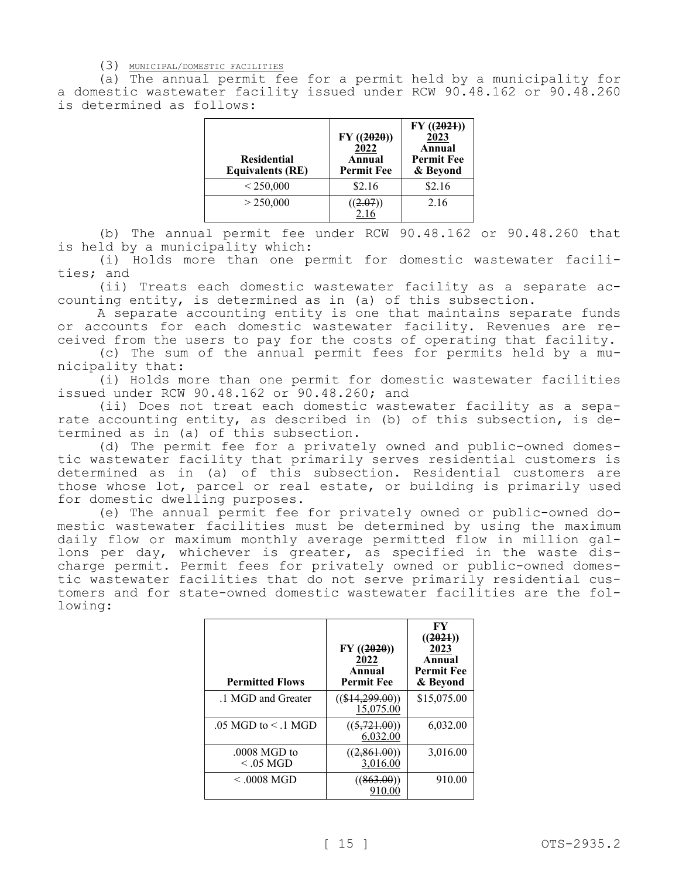(3) MUNICIPAL/DOMESTIC FACILITIES

(a) The annual permit fee for a permit held by a municipality for a domestic wastewater facility issued under RCW 90.48.162 or 90.48.260 is determined as follows:

| Residential Equivalents (RE) | FY ((2020)) 2022 Annual Permit Fee | FY ((2021)) 2023 Annual Permit Fee & Beyond |
|---|---|---|
| < 250,000 | $2.16 | $2.16 |
| > 250,000 | ((2.07)) 2.16 | 2.16 |

(b) The annual permit fee under RCW 90.48.162 or 90.48.260 that is held by a municipality which:

(i) Holds more than one permit for domestic wastewater facilities; and

(ii) Treats each domestic wastewater facility as a separate accounting entity, is determined as in (a) of this subsection.

A separate accounting entity is one that maintains separate funds or accounts for each domestic wastewater facility. Revenues are received from the users to pay for the costs of operating that facility.

(c) The sum of the annual permit fees for permits held by a municipality that:

(i) Holds more than one permit for domestic wastewater facilities issued under RCW 90.48.162 or 90.48.260; and

(ii) Does not treat each domestic wastewater facility as a separate accounting entity, as described in (b) of this subsection, is determined as in (a) of this subsection.

(d) The permit fee for a privately owned and public-owned domestic wastewater facility that primarily serves residential customers is determined as in (a) of this subsection. Residential customers are those whose lot, parcel or real estate, or building is primarily used for domestic dwelling purposes.

(e) The annual permit fee for privately owned or public-owned domestic wastewater facilities must be determined by using the maximum daily flow or maximum monthly average permitted flow in million gallons per day, whichever is greater, as specified in the waste discharge permit. Permit fees for privately owned or public-owned domestic wastewater facilities that do not serve primarily residential customers and for state-owned domestic wastewater facilities are the following:

| Permitted Flows | FY ((2020)) 2022 Annual Permit Fee | FY ((2021)) 2023 Annual Permit Fee & Beyond |
|---|---|---|
| .1 MGD and Greater | (($14,299.00)) 15,075.00 | $15,075.00 |
| .05 MGD to < .1 MGD | ((5,721.00)) 6,032.00 | 6,032.00 |
| .0008 MGD to < .05 MGD | ((2,861.00)) 3,016.00 | 3,016.00 |
| < .0008 MGD | ((863.00)) 910.00 | 910.00 |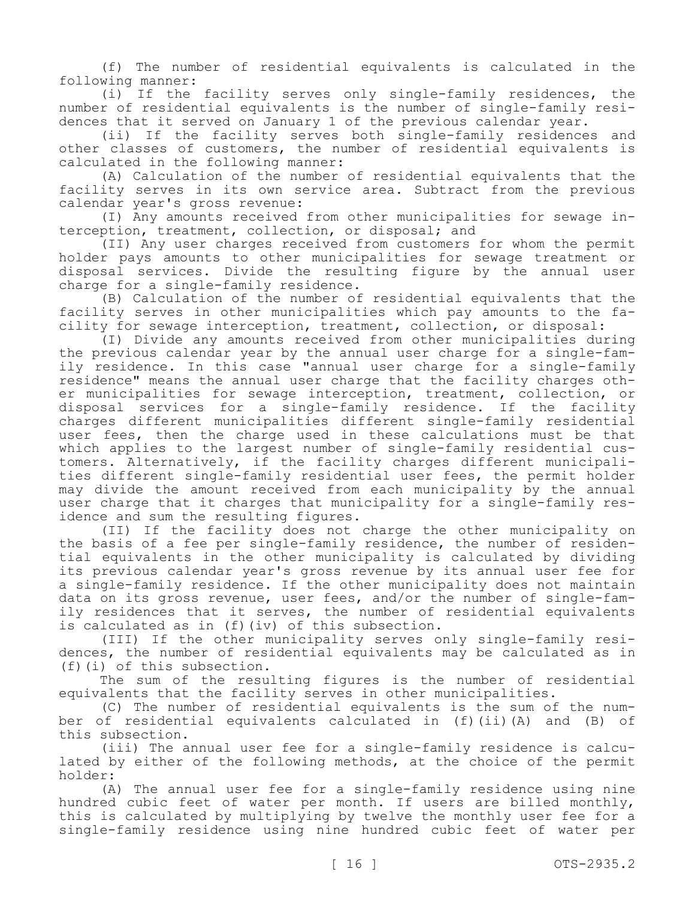(f) The number of residential equivalents is calculated in the following manner:

(i) If the facility serves only single-family residences, the number of residential equivalents is the number of single-family residences that it served on January 1 of the previous calendar year.

(ii) If the facility serves both single-family residences and other classes of customers, the number of residential equivalents is calculated in the following manner:

(A) Calculation of the number of residential equivalents that the facility serves in its own service area. Subtract from the previous calendar year's gross revenue:

(I) Any amounts received from other municipalities for sewage interception, treatment, collection, or disposal; and

(II) Any user charges received from customers for whom the permit holder pays amounts to other municipalities for sewage treatment or disposal services. Divide the resulting figure by the annual user charge for a single-family residence.

(B) Calculation of the number of residential equivalents that the facility serves in other municipalities which pay amounts to the facility for sewage interception, treatment, collection, or disposal:

(I) Divide any amounts received from other municipalities during the previous calendar year by the annual user charge for a single-family residence. In this case "annual user charge for a single-family residence" means the annual user charge that the facility charges other municipalities for sewage interception, treatment, collection, or disposal services for a single-family residence. If the facility charges different municipalities different single-family residential user fees, then the charge used in these calculations must be that which applies to the largest number of single-family residential customers. Alternatively, if the facility charges different municipalities different single-family residential user fees, the permit holder may divide the amount received from each municipality by the annual user charge that it charges that municipality for a single-family residence and sum the resulting figures.

(II) If the facility does not charge the other municipality on the basis of a fee per single-family residence, the number of residential equivalents in the other municipality is calculated by dividing its previous calendar year's gross revenue by its annual user fee for a single-family residence. If the other municipality does not maintain data on its gross revenue, user fees, and/or the number of single-family residences that it serves, the number of residential equivalents is calculated as in (f)(iv) of this subsection.

(III) If the other municipality serves only single-family residences, the number of residential equivalents may be calculated as in (f)(i) of this subsection.

The sum of the resulting figures is the number of residential equivalents that the facility serves in other municipalities.

(C) The number of residential equivalents is the sum of the number of residential equivalents calculated in (f)(ii)(A) and (B) of this subsection.

(iii) The annual user fee for a single-family residence is calculated by either of the following methods, at the choice of the permit holder:

(A) The annual user fee for a single-family residence using nine hundred cubic feet of water per month. If users are billed monthly, this is calculated by multiplying by twelve the monthly user fee for a single-family residence using nine hundred cubic feet of water per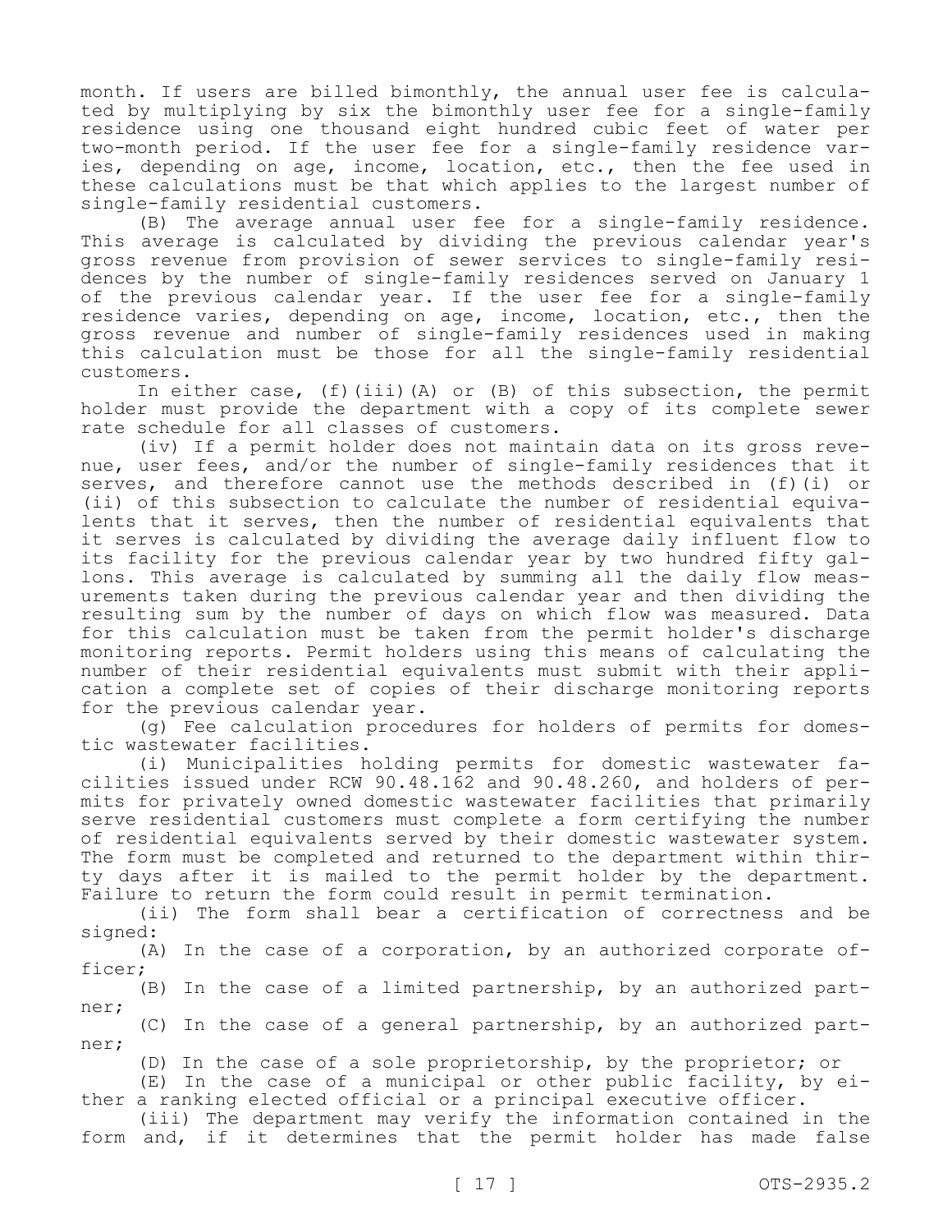month. If users are billed bimonthly, the annual user fee is calculated by multiplying by six the bimonthly user fee for a single-family residence using one thousand eight hundred cubic feet of water per two-month period. If the user fee for a single-family residence varies, depending on age, income, location, etc., then the fee used in these calculations must be that which applies to the largest number of single-family residential customers.

(B) The average annual user fee for a single-family residence. This average is calculated by dividing the previous calendar year's gross revenue from provision of sewer services to single-family residences by the number of single-family residences served on January 1 of the previous calendar year. If the user fee for a single-family residence varies, depending on age, income, location, etc., then the gross revenue and number of single-family residences used in making this calculation must be those for all the single-family residential customers.

In either case, (f)(iii)(A) or (B) of this subsection, the permit holder must provide the department with a copy of its complete sewer rate schedule for all classes of customers.

(iv) If a permit holder does not maintain data on its gross revenue, user fees, and/or the number of single-family residences that it serves, and therefore cannot use the methods described in (f)(i) or (ii) of this subsection to calculate the number of residential equivalents that it serves, then the number of residential equivalents that it serves is calculated by dividing the average daily influent flow to its facility for the previous calendar year by two hundred fifty gallons. This average is calculated by summing all the daily flow measurements taken during the previous calendar year and then dividing the resulting sum by the number of days on which flow was measured. Data for this calculation must be taken from the permit holder's discharge monitoring reports. Permit holders using this means of calculating the number of their residential equivalents must submit with their application a complete set of copies of their discharge monitoring reports for the previous calendar year.

(g) Fee calculation procedures for holders of permits for domestic wastewater facilities.

(i) Municipalities holding permits for domestic wastewater facilities issued under RCW 90.48.162 and 90.48.260, and holders of permits for privately owned domestic wastewater facilities that primarily serve residential customers must complete a form certifying the number of residential equivalents served by their domestic wastewater system. The form must be completed and returned to the department within thirty days after it is mailed to the permit holder by the department. Failure to return the form could result in permit termination.

(ii) The form shall bear a certification of correctness and be signed:

(A) In the case of a corporation, by an authorized corporate officer;

(B) In the case of a limited partnership, by an authorized partner;

(C) In the case of a general partnership, by an authorized partner;

(D) In the case of a sole proprietorship, by the proprietor; or

(E) In the case of a municipal or other public facility, by either a ranking elected official or a principal executive officer.

(iii) The department may verify the information contained in the form and, if it determines that the permit holder has made false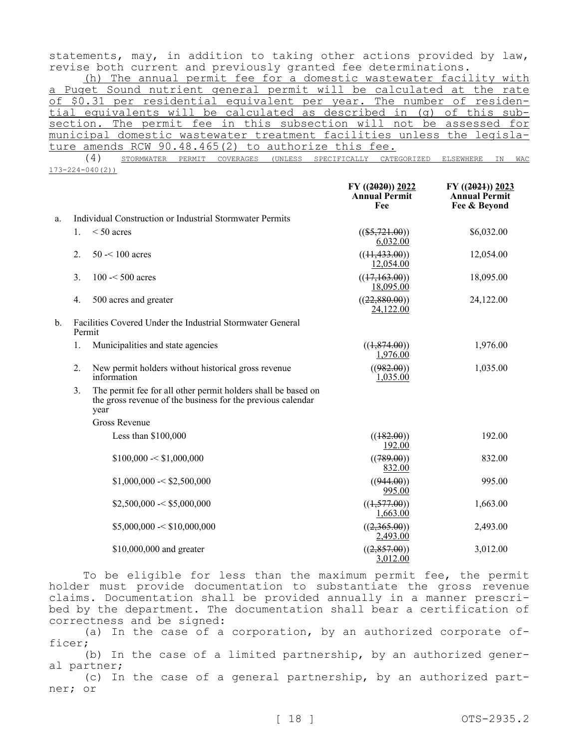statements, may, in addition to taking other actions provided by law, revise both current and previously granted fee determinations.

<u>(h) The annual permit fee for a domestic wastewater facility with a Puget Sound nutrient general permit will be calculated at the rate of $0.31 per residential equivalent per year. The number of residential equivalents will be calculated as described in (g) of this subsection. The permit fee in this subsection will not be assessed for municipal domestic wastewater treatment facilities unless the legislature amends RCW 90.48.465(2) to authorize this fee.</u>

(4) <u>STORMWATER PERMIT COVERAGES (UNLESS SPECIFICALLY CATEGORIZED ELSEWHERE IN WAC 173-224-040(2))</u>

| | | | FY ((~~2020~~)) <u>2022</u> Annual Permit Fee | FY ((~~2021~~)) <u>2023</u> Annual Permit Fee & Beyond |
|---|---|---|---|---|
| a. | Individual Construction or Industrial Stormwater Permits | | | |
| | 1. | < 50 acres | ((~~$5,721.00~~)) <u>6,032.00</u> | $6,032.00 |
| | 2. | 50 -< 100 acres | ((~~11,433.00~~)) <u>12,054.00</u> | 12,054.00 |
| | 3. | 100 -< 500 acres | ((~~17,163.00~~)) <u>18,095.00</u> | 18,095.00 |
| | 4. | 500 acres and greater | ((~~22,880.00~~)) <u>24,122.00</u> | 24,122.00 |
| b. | Facilities Covered Under the Industrial Stormwater General Permit | | | |
| | 1. | Municipalities and state agencies | ((~~1,874.00~~)) <u>1,976.00</u> | 1,976.00 |
| | 2. | New permit holders without historical gross revenue information | ((~~982.00~~)) <u>1,035.00</u> | 1,035.00 |
| | 3. | The permit fee for all other permit holders shall be based on the gross revenue of the business for the previous calendar year | | |
| | | Gross Revenue | | |
| | | Less than $100,000 | ((~~182.00~~)) <u>192.00</u> | 192.00 |
| | | $100,000 -< $1,000,000 | ((~~789.00~~)) <u>832.00</u> | 832.00 |
| | | $1,000,000 -< $2,500,000 | ((~~944.00~~)) <u>995.00</u> | 995.00 |
| | | $2,500,000 -< $5,000,000 | ((~~1,577.00~~)) <u>1,663.00</u> | 1,663.00 |
| | | $5,000,000 -< $10,000,000 | ((~~2,365.00~~)) <u>2,493.00</u> | 2,493.00 |
| | | $10,000,000 and greater | ((~~2,857.00~~)) <u>3,012.00</u> | 3,012.00 |

To be eligible for less than the maximum permit fee, the permit holder must provide documentation to substantiate the gross revenue claims. Documentation shall be provided annually in a manner prescribed by the department. The documentation shall bear a certification of correctness and be signed:

(a) In the case of a corporation, by an authorized corporate officer;

(b) In the case of a limited partnership, by an authorized general partner;

(c) In the case of a general partnership, by an authorized partner; or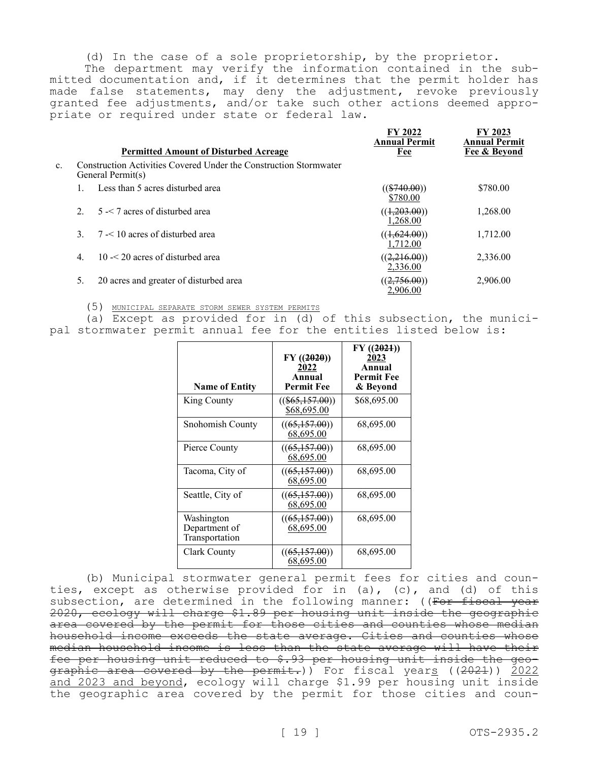(d) In the case of a sole proprietorship, by the proprietor.

The department may verify the information contained in the submitted documentation and, if it determines that the permit holder has made false statements, may deny the adjustment, revoke previously granted fee adjustments, and/or take such other actions deemed appropriate or required under state or federal law.

| | Permitted Amount of Disturbed Acreage | FY 2022 Annual Permit Fee | FY 2023 Annual Permit Fee & Beyond |
|---|---|---|---|
| c. | Construction Activities Covered Under the Construction Stormwater General Permit(s) | | |
| | 1. Less than 5 acres disturbed area | (($740.00)) $780.00 | $780.00 |
| | 2. 5 -< 7 acres of disturbed area | ((1,203.00)) 1,268.00 | 1,268.00 |
| | 3. 7 -< 10 acres of disturbed area | ((1,624.00)) 1,712.00 | 1,712.00 |
| | 4. 10 -< 20 acres of disturbed area | ((2,216.00)) 2,336.00 | 2,336.00 |
| | 5. 20 acres and greater of disturbed area | ((2,756.00)) 2,906.00 | 2,906.00 |

(5) MUNICIPAL SEPARATE STORM SEWER SYSTEM PERMITS

(a) Except as provided for in (d) of this subsection, the municipal stormwater permit annual fee for the entities listed below is:

| Name of Entity | FY ((2020)) 2022 Annual Permit Fee | FY ((2021)) 2023 Annual Permit Fee & Beyond |
|---|---|---|
| King County | (($65,157.00)) $68,695.00 | $68,695.00 |
| Snohomish County | ((65,157.00)) 68,695.00 | 68,695.00 |
| Pierce County | ((65,157.00)) 68,695.00 | 68,695.00 |
| Tacoma, City of | ((65,157.00)) 68,695.00 | 68,695.00 |
| Seattle, City of | ((65,157.00)) 68,695.00 | 68,695.00 |
| Washington Department of Transportation | ((65,157.00)) 68,695.00 | 68,695.00 |
| Clark County | ((65,157.00)) 68,695.00 | 68,695.00 |

(b) Municipal stormwater general permit fees for cities and counties, except as otherwise provided for in (a), (c), and (d) of this subsection, are determined in the following manner: ((For fiscal year 2020, ecology will charge $1.89 per housing unit inside the geographic area covered by the permit for those cities and counties whose median household income exceeds the state average. Cities and counties whose median household income is less than the state average will have their fee per housing unit reduced to $.93 per housing unit inside the geographic area covered by the permit.)) For fiscal years ((2021)) 2022 and 2023 and beyond, ecology will charge $1.99 per housing unit inside the geographic area covered by the permit for those cities and coun-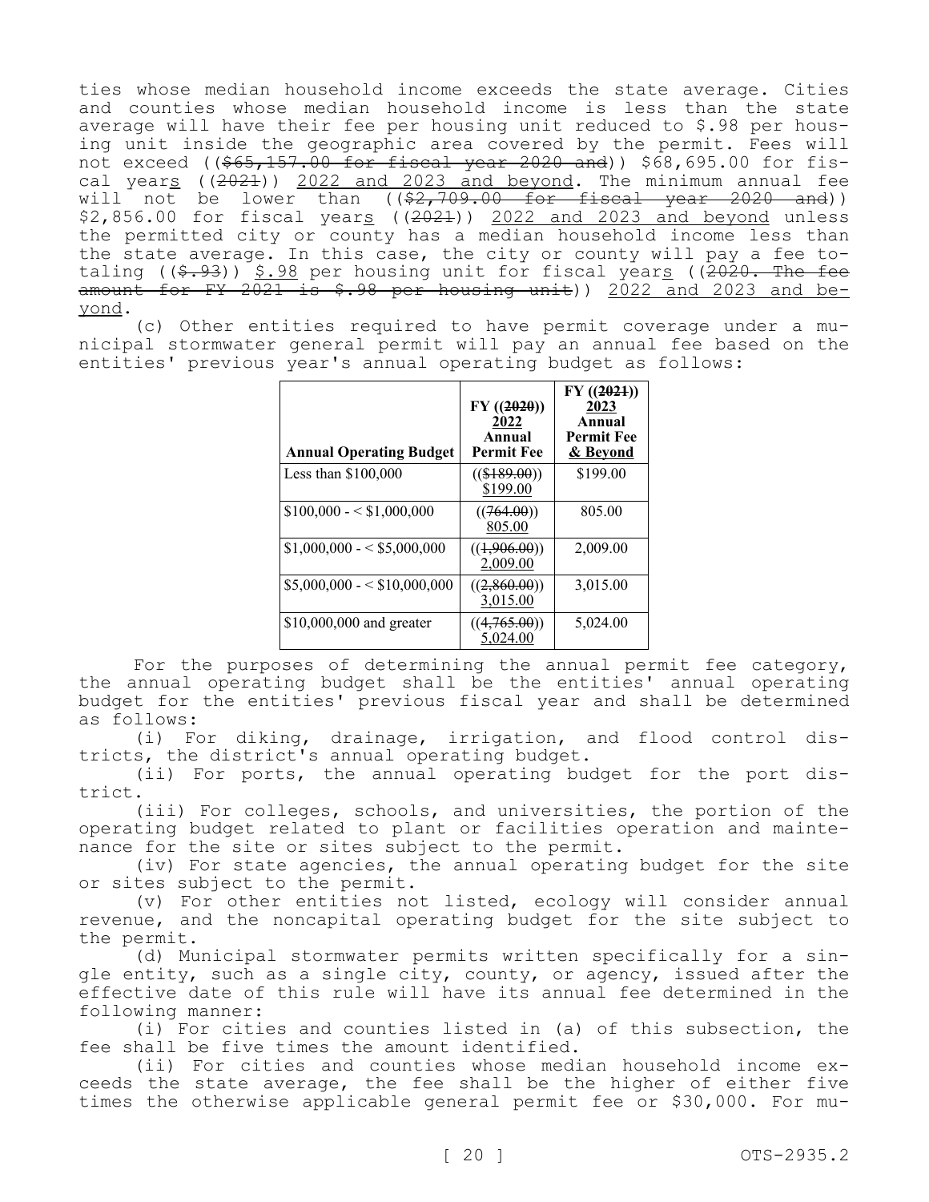ties whose median household income exceeds the state average. Cities and counties whose median household income is less than the state average will have their fee per housing unit reduced to $.98 per housing unit inside the geographic area covered by the permit. Fees will not exceed (($65,157.00 for fiscal year 2020 and)) $68,695.00 for fiscal years ((2021)) 2022 and 2023 and beyond. The minimum annual fee will not be lower than (($2,709.00 for fiscal year 2020 and)) $2,856.00 for fiscal years ((2021)) 2022 and 2023 and beyond unless the permitted city or county has a median household income less than the state average. In this case, the city or county will pay a fee totaling (($.93)) $.98 per housing unit for fiscal years ((2020. The fee amount for FY 2021 is $.98 per housing unit)) 2022 and 2023 and beyond.

(c) Other entities required to have permit coverage under a municipal stormwater general permit will pay an annual fee based on the entities' previous year's annual operating budget as follows:

| Annual Operating Budget | FY ((2020)) 2022 Annual Permit Fee | FY ((2021)) 2023 Annual Permit Fee & Beyond |
|---|---|---|
| Less than $100,000 | (($189.00)) $199.00 | $199.00 |
| $100,000 - < $1,000,000 | ((764.00)) 805.00 | 805.00 |
| $1,000,000 - < $5,000,000 | ((1,906.00)) 2,009.00 | 2,009.00 |
| $5,000,000 - < $10,000,000 | ((2,860.00)) 3,015.00 | 3,015.00 |
| $10,000,000 and greater | ((4,765.00)) 5,024.00 | 5,024.00 |

For the purposes of determining the annual permit fee category, the annual operating budget shall be the entities' annual operating budget for the entities' previous fiscal year and shall be determined as follows:

(i) For diking, drainage, irrigation, and flood control districts, the district's annual operating budget.

(ii) For ports, the annual operating budget for the port district.

(iii) For colleges, schools, and universities, the portion of the operating budget related to plant or facilities operation and maintenance for the site or sites subject to the permit.

(iv) For state agencies, the annual operating budget for the site or sites subject to the permit.

(v) For other entities not listed, ecology will consider annual revenue, and the noncapital operating budget for the site subject to the permit.

(d) Municipal stormwater permits written specifically for a single entity, such as a single city, county, or agency, issued after the effective date of this rule will have its annual fee determined in the following manner:

(i) For cities and counties listed in (a) of this subsection, the fee shall be five times the amount identified.

(ii) For cities and counties whose median household income exceeds the state average, the fee shall be the higher of either five times the otherwise applicable general permit fee or $30,000. For mu-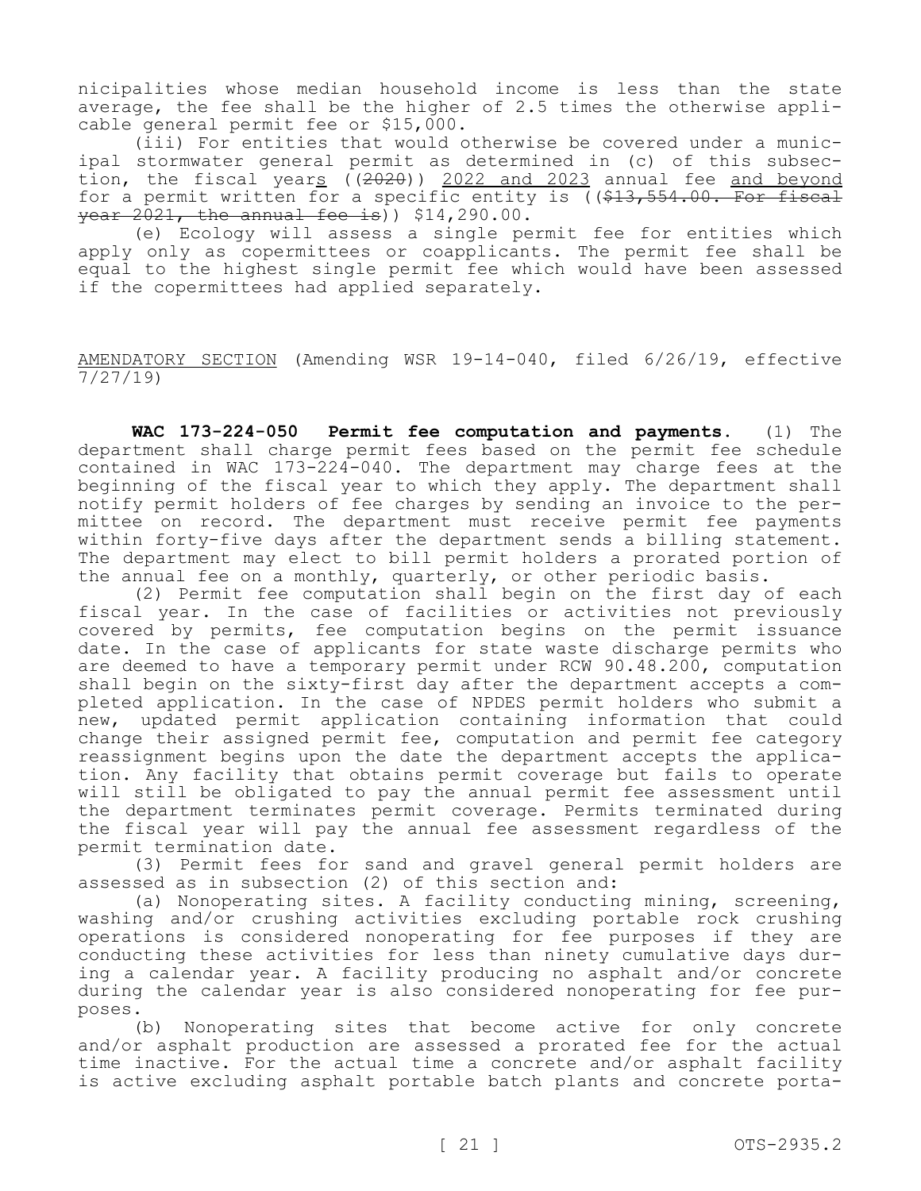nicipalities whose median household income is less than the state average, the fee shall be the higher of 2.5 times the otherwise applicable general permit fee or $15,000.

(iii) For entities that would otherwise be covered under a municipal stormwater general permit as determined in (c) of this subsection, the fiscal years ((~~2020~~)) 2022 and 2023 annual fee and beyond for a permit written for a specific entity is ((~~$13,554.00. For fiscal year 2021, the annual fee is~~)) $14,290.00.

(e) Ecology will assess a single permit fee for entities which apply only as copermittees or coapplicants. The permit fee shall be equal to the highest single permit fee which would have been assessed if the copermittees had applied separately.

AMENDATORY SECTION (Amending WSR 19-14-040, filed 6/26/19, effective 7/27/19)

**WAC 173-224-050 Permit fee computation and payments.** (1) The department shall charge permit fees based on the permit fee schedule contained in WAC 173-224-040. The department may charge fees at the beginning of the fiscal year to which they apply. The department shall notify permit holders of fee charges by sending an invoice to the permittee on record. The department must receive permit fee payments within forty-five days after the department sends a billing statement. The department may elect to bill permit holders a prorated portion of the annual fee on a monthly, quarterly, or other periodic basis.

(2) Permit fee computation shall begin on the first day of each fiscal year. In the case of facilities or activities not previously covered by permits, fee computation begins on the permit issuance date. In the case of applicants for state waste discharge permits who are deemed to have a temporary permit under RCW 90.48.200, computation shall begin on the sixty-first day after the department accepts a completed application. In the case of NPDES permit holders who submit a new, updated permit application containing information that could change their assigned permit fee, computation and permit fee category reassignment begins upon the date the department accepts the application. Any facility that obtains permit coverage but fails to operate will still be obligated to pay the annual permit fee assessment until the department terminates permit coverage. Permits terminated during the fiscal year will pay the annual fee assessment regardless of the permit termination date.

(3) Permit fees for sand and gravel general permit holders are assessed as in subsection (2) of this section and:

(a) Nonoperating sites. A facility conducting mining, screening, washing and/or crushing activities excluding portable rock crushing operations is considered nonoperating for fee purposes if they are conducting these activities for less than ninety cumulative days during a calendar year. A facility producing no asphalt and/or concrete during the calendar year is also considered nonoperating for fee purposes.

(b) Nonoperating sites that become active for only concrete and/or asphalt production are assessed a prorated fee for the actual time inactive. For the actual time a concrete and/or asphalt facility is active excluding asphalt portable batch plants and concrete porta-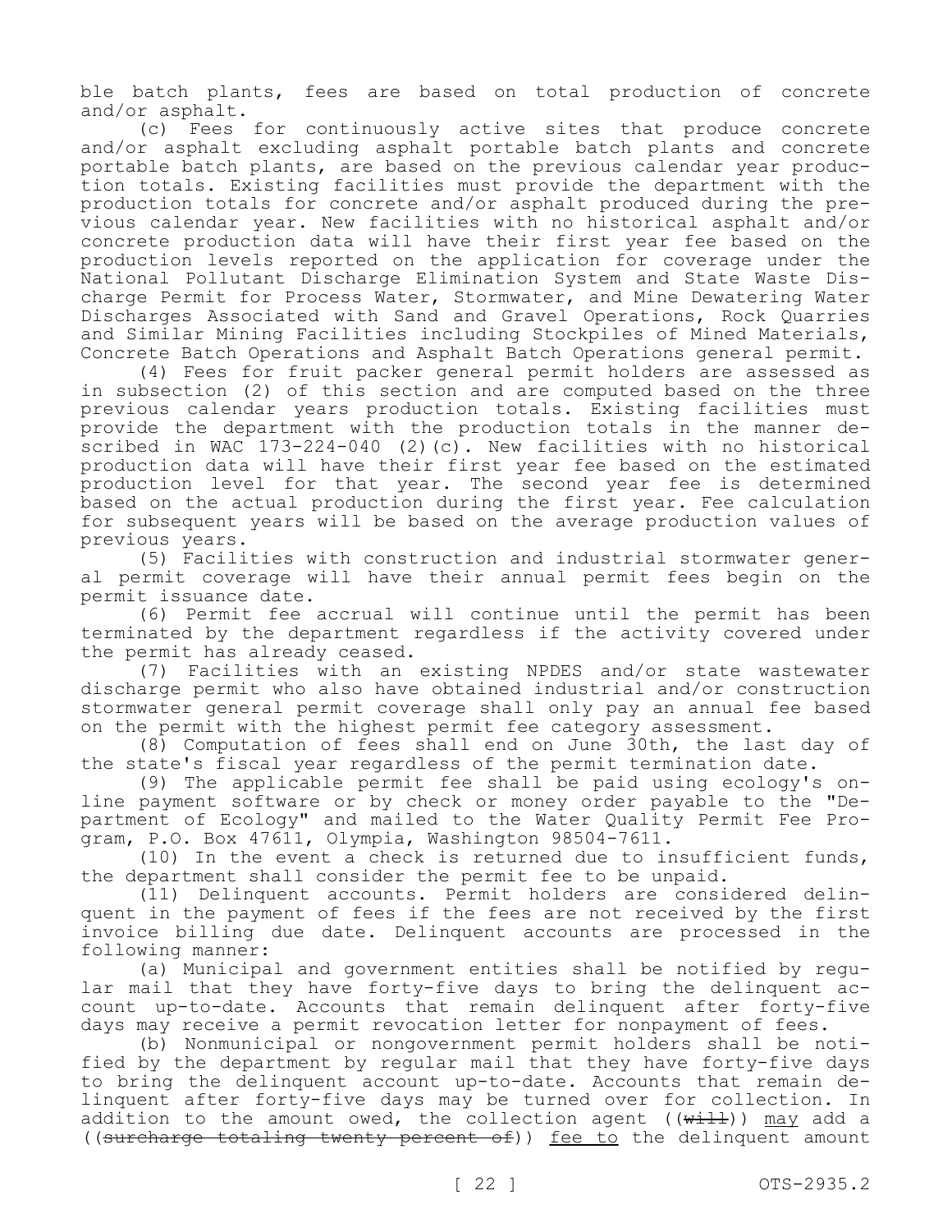ble batch plants, fees are based on total production of concrete and/or asphalt.

(c) Fees for continuously active sites that produce concrete and/or asphalt excluding asphalt portable batch plants and concrete portable batch plants, are based on the previous calendar year production totals. Existing facilities must provide the department with the production totals for concrete and/or asphalt produced during the previous calendar year. New facilities with no historical asphalt and/or concrete production data will have their first year fee based on the production levels reported on the application for coverage under the National Pollutant Discharge Elimination System and State Waste Discharge Permit for Process Water, Stormwater, and Mine Dewatering Water Discharges Associated with Sand and Gravel Operations, Rock Quarries and Similar Mining Facilities including Stockpiles of Mined Materials, Concrete Batch Operations and Asphalt Batch Operations general permit.

(4) Fees for fruit packer general permit holders are assessed as in subsection (2) of this section and are computed based on the three previous calendar years production totals. Existing facilities must provide the department with the production totals in the manner described in WAC 173-224-040 (2)(c). New facilities with no historical production data will have their first year fee based on the estimated production level for that year. The second year fee is determined based on the actual production during the first year. Fee calculation for subsequent years will be based on the average production values of previous years.

(5) Facilities with construction and industrial stormwater general permit coverage will have their annual permit fees begin on the permit issuance date.

(6) Permit fee accrual will continue until the permit has been terminated by the department regardless if the activity covered under the permit has already ceased.

(7) Facilities with an existing NPDES and/or state wastewater discharge permit who also have obtained industrial and/or construction stormwater general permit coverage shall only pay an annual fee based on the permit with the highest permit fee category assessment.

(8) Computation of fees shall end on June 30th, the last day of the state's fiscal year regardless of the permit termination date.

(9) The applicable permit fee shall be paid using ecology's online payment software or by check or money order payable to the "Department of Ecology" and mailed to the Water Quality Permit Fee Program, P.O. Box 47611, Olympia, Washington 98504-7611.

(10) In the event a check is returned due to insufficient funds, the department shall consider the permit fee to be unpaid.

(11) Delinquent accounts. Permit holders are considered delinquent in the payment of fees if the fees are not received by the first invoice billing due date. Delinquent accounts are processed in the following manner:

(a) Municipal and government entities shall be notified by regular mail that they have forty-five days to bring the delinquent account up-to-date. Accounts that remain delinquent after forty-five days may receive a permit revocation letter for nonpayment of fees.

(b) Nonmunicipal or nongovernment permit holders shall be notified by the department by regular mail that they have forty-five days to bring the delinquent account up-to-date. Accounts that remain delinquent after forty-five days may be turned over for collection. In addition to the amount owed, the collection agent ((~~will~~)) may add a ((~~surcharge totaling twenty percent of~~)) fee to the delinquent amount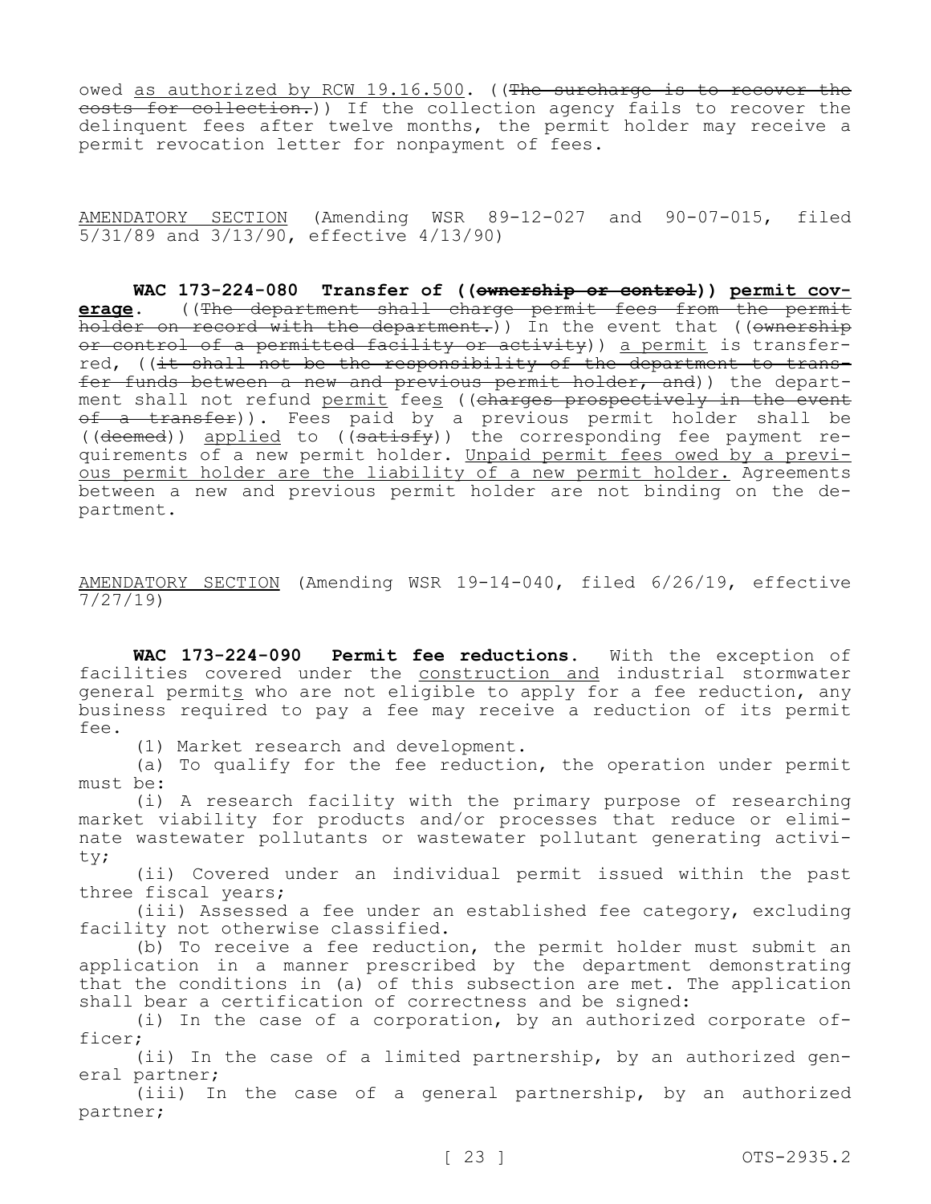owed as authorized by RCW 19.16.500. ((The surcharge is to recover the costs for collection.)) If the collection agency fails to recover the delinquent fees after twelve months, the permit holder may receive a permit revocation letter for nonpayment of fees.

AMENDATORY SECTION (Amending WSR 89-12-027 and 90-07-015, filed 5/31/89 and 3/13/90, effective 4/13/90)

**WAC 173-224-080 Transfer of ((ownership or control)) permit coverage.** ((The department shall charge permit fees from the permit holder on record with the department.)) In the event that ((ownership or control of a permitted facility or activity)) a permit is transferred, ((it shall not be the responsibility of the department to transfer funds between a new and previous permit holder, and)) the department shall not refund permit fees ((charges prospectively in the event of a transfer)). Fees paid by a previous permit holder shall be ((deemed)) applied to ((satisfy)) the corresponding fee payment requirements of a new permit holder. Unpaid permit fees owed by a previous permit holder are the liability of a new permit holder. Agreements between a new and previous permit holder are not binding on the department.

AMENDATORY SECTION (Amending WSR 19-14-040, filed 6/26/19, effective 7/27/19)

**WAC 173-224-090 Permit fee reductions.** With the exception of facilities covered under the construction and industrial stormwater general permits who are not eligible to apply for a fee reduction, any business required to pay a fee may receive a reduction of its permit fee.

(1) Market research and development.

(a) To qualify for the fee reduction, the operation under permit must be:

(i) A research facility with the primary purpose of researching market viability for products and/or processes that reduce or eliminate wastewater pollutants or wastewater pollutant generating activity;

(ii) Covered under an individual permit issued within the past three fiscal years;

(iii) Assessed a fee under an established fee category, excluding facility not otherwise classified.

(b) To receive a fee reduction, the permit holder must submit an application in a manner prescribed by the department demonstrating that the conditions in (a) of this subsection are met. The application shall bear a certification of correctness and be signed:

(i) In the case of a corporation, by an authorized corporate officer;

(ii) In the case of a limited partnership, by an authorized general partner;

(iii) In the case of a general partnership, by an authorized partner;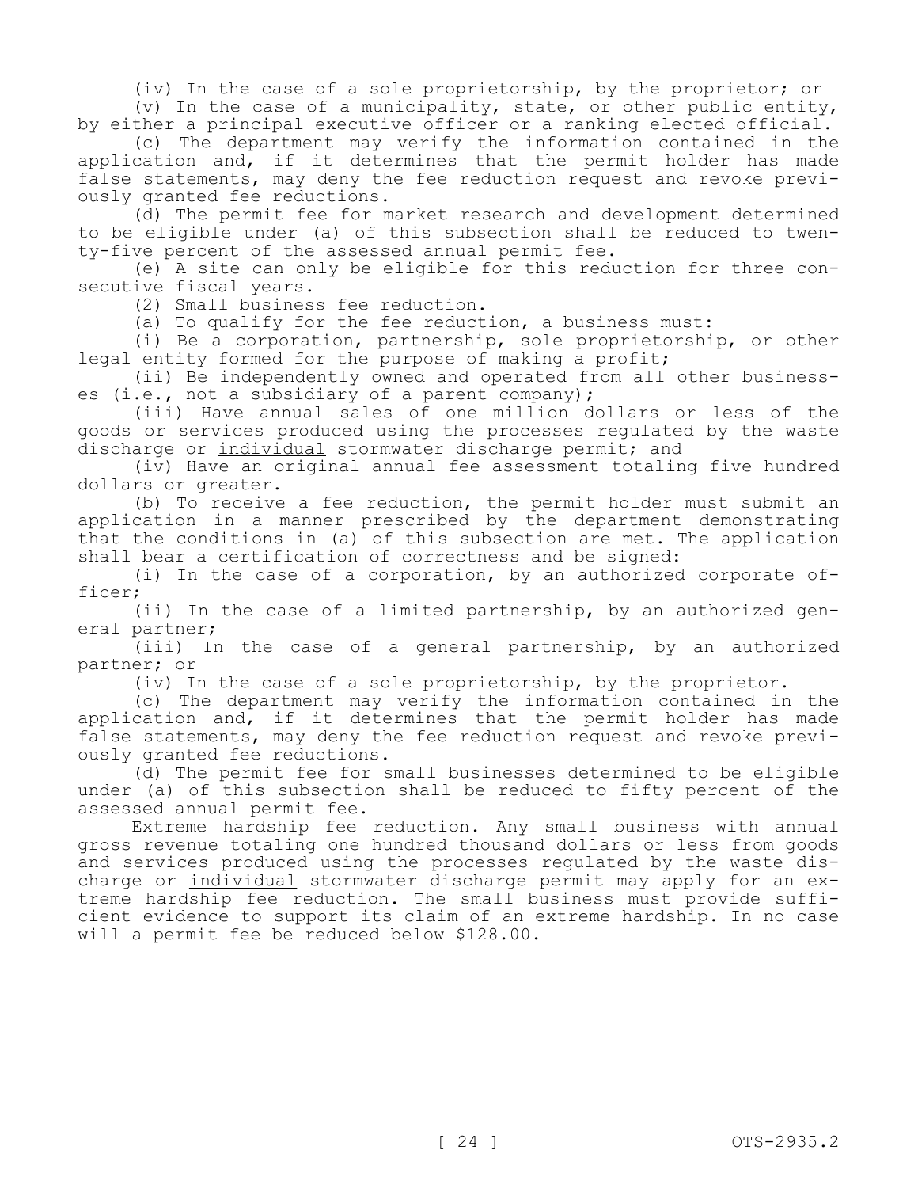(iv) In the case of a sole proprietorship, by the proprietor; or

(v) In the case of a municipality, state, or other public entity, by either a principal executive officer or a ranking elected official.

(c) The department may verify the information contained in the application and, if it determines that the permit holder has made false statements, may deny the fee reduction request and revoke previously granted fee reductions.

(d) The permit fee for market research and development determined to be eligible under (a) of this subsection shall be reduced to twenty-five percent of the assessed annual permit fee.

(e) A site can only be eligible for this reduction for three consecutive fiscal years.

(2) Small business fee reduction.

(a) To qualify for the fee reduction, a business must:

(i) Be a corporation, partnership, sole proprietorship, or other legal entity formed for the purpose of making a profit;

(ii) Be independently owned and operated from all other businesses (i.e., not a subsidiary of a parent company);

(iii) Have annual sales of one million dollars or less of the goods or services produced using the processes regulated by the waste discharge or individual stormwater discharge permit; and

(iv) Have an original annual fee assessment totaling five hundred dollars or greater.

(b) To receive a fee reduction, the permit holder must submit an application in a manner prescribed by the department demonstrating that the conditions in (a) of this subsection are met. The application shall bear a certification of correctness and be signed:

(i) In the case of a corporation, by an authorized corporate officer;

(ii) In the case of a limited partnership, by an authorized general partner;

(iii) In the case of a general partnership, by an authorized partner; or

(iv) In the case of a sole proprietorship, by the proprietor.

(c) The department may verify the information contained in the application and, if it determines that the permit holder has made false statements, may deny the fee reduction request and revoke previously granted fee reductions.

(d) The permit fee for small businesses determined to be eligible under (a) of this subsection shall be reduced to fifty percent of the assessed annual permit fee.

Extreme hardship fee reduction. Any small business with annual gross revenue totaling one hundred thousand dollars or less from goods and services produced using the processes regulated by the waste discharge or individual stormwater discharge permit may apply for an extreme hardship fee reduction. The small business must provide sufficient evidence to support its claim of an extreme hardship. In no case will a permit fee be reduced below $128.00.